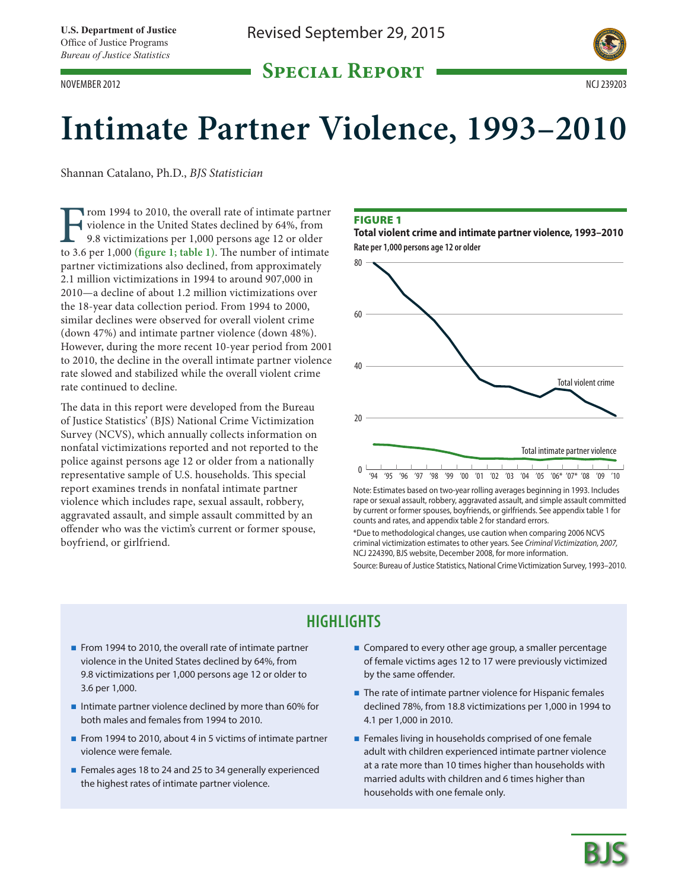U.S. Department of Justice
Office of Justice Programs
*Bureau of Justice Statistics*

Revised September 29, 2015

**Special Report**

NOVEMBER 2012 NCJ 239203

# Intimate Partner Violence, 1993–2010

Shannan Catalano, Ph.D., *BJS Statistician*

From 1994 to 2010, the overall rate of intimate partner violence in the United States declined by 64%, from 9.8 victimizations per 1,000 persons age 12 or older to 3.6 per 1,000 **(figure 1; table 1)**. The number of intimate partner victimizations also declined, from approximately 2.1 million victimizations in 1994 to around 907,000 in 2010—a decline of about 1.2 million victimizations over the 18-year data collection period. From 1994 to 2000, similar declines were observed for overall violent crime (down 47%) and intimate partner violence (down 48%). However, during the more recent 10-year period from 2001 to 2010, the decline in the overall intimate partner violence rate slowed and stabilized while the overall violent crime rate continued to decline.

The data in this report were developed from the Bureau of Justice Statistics' (BJS) National Crime Victimization Survey (NCVS), which annually collects information on nonfatal victimizations reported and not reported to the police against persons age 12 or older from a nationally representative sample of U.S. households. This special report examines trends in nonfatal intimate partner violence which includes rape, sexual assault, robbery, aggravated assault, and simple assault committed by an offender who was the victim's current or former spouse, boyfriend, or girlfriend.

**FIGURE 1**
**Total violent crime and intimate partner violence, 1993–2010**
**Rate per 1,000 persons age 12 or older**

Note: Estimates based on two-year rolling averages beginning in 1993. Includes rape or sexual assault, robbery, aggravated assault, and simple assault committed by current or former spouses, boyfriends, or girlfriends. See appendix table 1 for counts and rates, and appendix table 2 for standard errors.

*Due to methodological changes, use caution when comparing 2006 NCVS criminal victimization estimates to other years. See *Criminal Victimization, 2007,* NCJ 224390, BJS website, December 2008, for more information.

Source: Bureau of Justice Statistics, National Crime Victimization Survey, 1993–2010.

## HIGHLIGHTS

- From 1994 to 2010, the overall rate of intimate partner violence in the United States declined by 64%, from 9.8 victimizations per 1,000 persons age 12 or older to 3.6 per 1,000.
- Intimate partner violence declined by more than 60% for both males and females from 1994 to 2010.
- From 1994 to 2010, about 4 in 5 victims of intimate partner violence were female.
- Females ages 18 to 24 and 25 to 34 generally experienced the highest rates of intimate partner violence.
- Compared to every other age group, a smaller percentage of female victims ages 12 to 17 were previously victimized by the same offender.
- The rate of intimate partner violence for Hispanic females declined 78%, from 18.8 victimizations per 1,000 in 1994 to 4.1 per 1,000 in 2010.
- Females living in households comprised of one female adult with children experienced intimate partner violence at a rate more than 10 times higher than households with married adults with children and 6 times higher than households with one female only.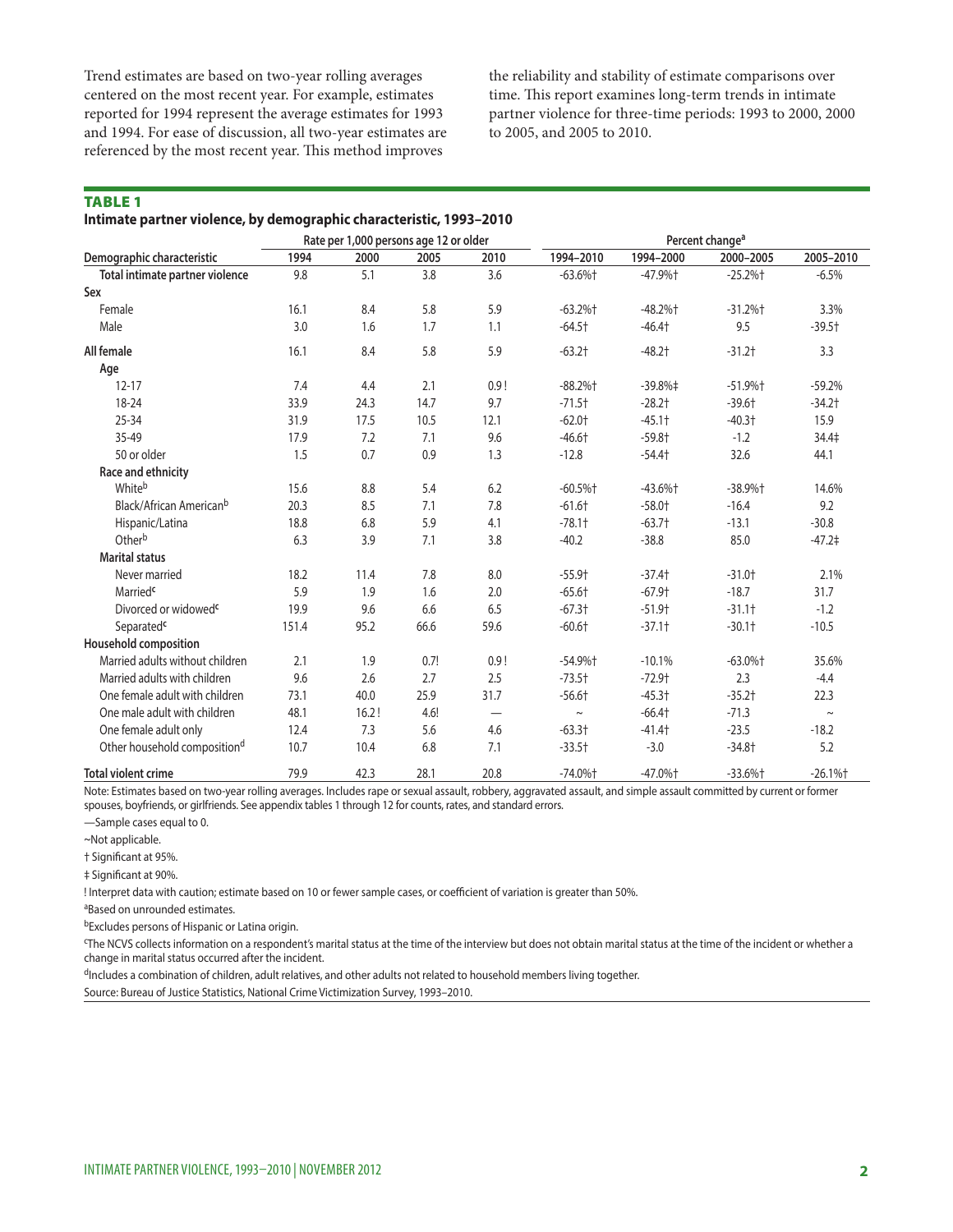Trend estimates are based on two-year rolling averages centered on the most recent year. For example, estimates reported for 1994 represent the average estimates for 1993 and 1994. For ease of discussion, all two-year estimates are referenced by the most recent year. This method improves the reliability and stability of estimate comparisons over time. This report examines long-term trends in intimate partner violence for three-time periods: 1993 to 2000, 2000 to 2005, and 2005 to 2010.

**TABLE 1**
**Intimate partner violence, by demographic characteristic, 1993–2010**

| | Rate per 1,000 persons age 12 or older | | | | Percent change[a] | | | |
|---|---|---|---|---|---|---|---|---|
| Demographic characteristic | 1994 | 2000 | 2005 | 2010 | 1994–2010 | 1994–2000 | 2000–2005 | 2005–2010 |
| Total intimate partner violence | 9.8 | 5.1 | 3.8 | 3.6 | -63.6%† | -47.9%† | -25.2%† | -6.5% |
| **Sex** | | | | | | | | |
| Female | 16.1 | 8.4 | 5.8 | 5.9 | -63.2%† | -48.2%† | -31.2%† | 3.3% |
| Male | 3.0 | 1.6 | 1.7 | 1.1 | -64.5† | -46.4† | 9.5 | -39.5† |
| **All female** | 16.1 | 8.4 | 5.8 | 5.9 | -63.2† | -48.2† | -31.2† | 3.3 |
| **Age** | | | | | | | | |
| 12-17 | 7.4 | 4.4 | 2.1 | 0.9 ! | -88.2%† | -39.8%‡ | -51.9%† | -59.2% |
| 18-24 | 33.9 | 24.3 | 14.7 | 9.7 | -71.5† | -28.2† | -39.6† | -34.2† |
| 25-34 | 31.9 | 17.5 | 10.5 | 12.1 | -62.0† | -45.1† | -40.3† | 15.9 |
| 35-49 | 17.9 | 7.2 | 7.1 | 9.6 | -46.6† | -59.8† | -1.2 | 34.4‡ |
| 50 or older | 1.5 | 0.7 | 0.9 | 1.3 | -12.8 | -54.4† | 32.6 | 44.1 |
| **Race and ethnicity** | | | | | | | | |
| White[b] | 15.6 | 8.8 | 5.4 | 6.2 | -60.5%† | -43.6%† | -38.9%† | 14.6% |
| Black/African American[b] | 20.3 | 8.5 | 7.1 | 7.8 | -61.6† | -58.0† | -16.4 | 9.2 |
| Hispanic/Latina | 18.8 | 6.8 | 5.9 | 4.1 | -78.1† | -63.7† | -13.1 | -30.8 |
| Other[b] | 6.3 | 3.9 | 7.1 | 3.8 | -40.2 | -38.8 | 85.0 | -47.2‡ |
| **Marital status** | | | | | | | | |
| Never married | 18.2 | 11.4 | 7.8 | 8.0 | -55.9† | -37.4† | -31.0† | 2.1% |
| Married[c] | 5.9 | 1.9 | 1.6 | 2.0 | -65.6† | -67.9† | -18.7 | 31.7 |
| Divorced or widowed[c] | 19.9 | 9.6 | 6.6 | 6.5 | -67.3† | -51.9† | -31.1† | -1.2 |
| Separated[c] | 151.4 | 95.2 | 66.6 | 59.6 | -60.6† | -37.1† | -30.1† | -10.5 |
| **Household composition** | | | | | | | | |
| Married adults without children | 2.1 | 1.9 | 0.7! | 0.9 ! | -54.9%† | -10.1% | -63.0%† | 35.6% |
| Married adults with children | 9.6 | 2.6 | 2.7 | 2.5 | -73.5† | -72.9† | 2.3 | -4.4 |
| One female adult with children | 73.1 | 40.0 | 25.9 | 31.7 | -56.6† | -45.3† | -35.2† | 22.3 |
| One male adult with children | 48.1 | 16.2 ! | 4.6! | — | ~ | -66.4† | -71.3 | ~ |
| One female adult only | 12.4 | 7.3 | 5.6 | 4.6 | -63.3† | -41.4† | -23.5 | -18.2 |
| Other household composition[d] | 10.7 | 10.4 | 6.8 | 7.1 | -33.5† | -3.0 | -34.8† | 5.2 |
| **Total violent crime** | 79.9 | 42.3 | 28.1 | 20.8 | -74.0%† | -47.0%† | -33.6%† | -26.1%† |

Note: Estimates based on two-year rolling averages. Includes rape or sexual assault, robbery, aggravated assault, and simple assault committed by current or former spouses, boyfriends, or girlfriends. See appendix tables 1 through 12 for counts, rates, and standard errors.

—Sample cases equal to 0.

~Not applicable.

† Significant at 95%.

‡ Significant at 90%.

! Interpret data with caution; estimate based on 10 or fewer sample cases, or coefficient of variation is greater than 50%.

[a]Based on unrounded estimates.

[b]Excludes persons of Hispanic or Latina origin.

[c]The NCVS collects information on a respondent's marital status at the time of the interview but does not obtain marital status at the time of the incident or whether a change in marital status occurred after the incident.

[d]Includes a combination of children, adult relatives, and other adults not related to household members living together.

Source: Bureau of Justice Statistics, National Crime Victimization Survey, 1993–2010.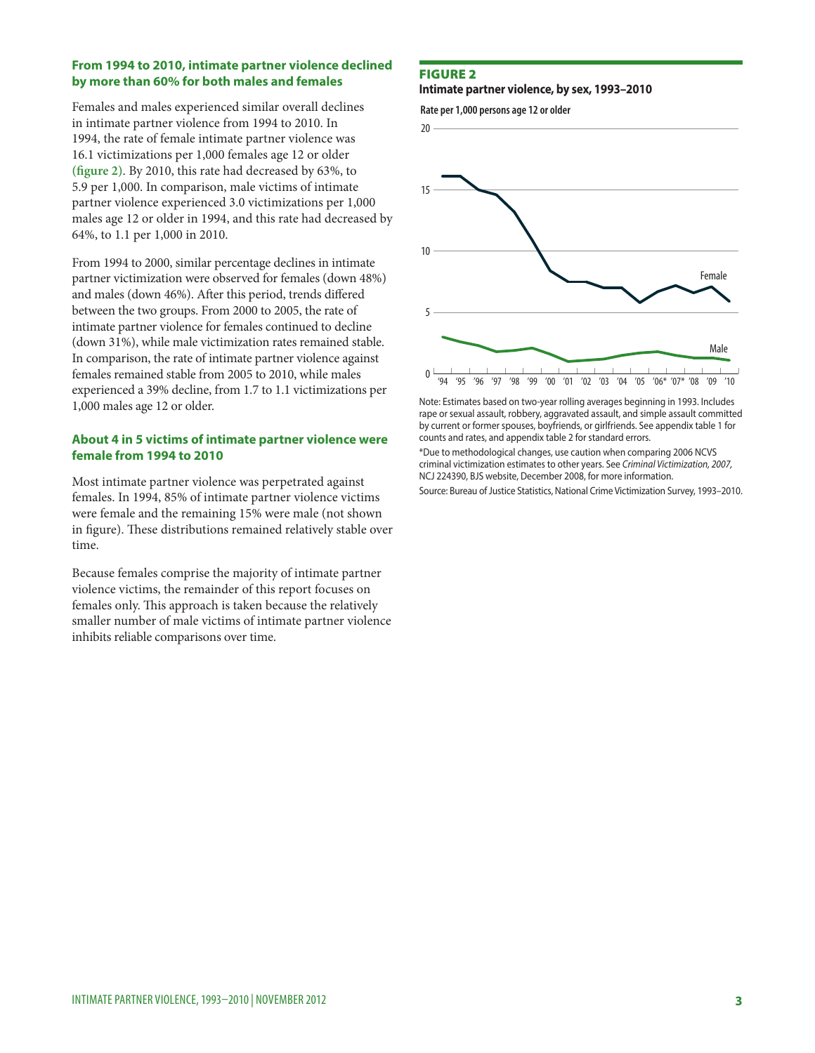### From 1994 to 2010, intimate partner violence declined by more than 60% for both males and females

Females and males experienced similar overall declines in intimate partner violence from 1994 to 2010. In 1994, the rate of female intimate partner violence was 16.1 victimizations per 1,000 females age 12 or older (**figure 2**). By 2010, this rate had decreased by 63%, to 5.9 per 1,000. In comparison, male victims of intimate partner violence experienced 3.0 victimizations per 1,000 males age 12 or older in 1994, and this rate had decreased by 64%, to 1.1 per 1,000 in 2010.

From 1994 to 2000, similar percentage declines in intimate partner victimization were observed for females (down 48%) and males (down 46%). After this period, trends differed between the two groups. From 2000 to 2005, the rate of intimate partner violence for females continued to decline (down 31%), while male victimization rates remained stable. In comparison, the rate of intimate partner violence against females remained stable from 2005 to 2010, while males experienced a 39% decline, from 1.7 to 1.1 victimizations per 1,000 males age 12 or older.

### About 4 in 5 victims of intimate partner violence were female from 1994 to 2010

Most intimate partner violence was perpetrated against females. In 1994, 85% of intimate partner violence victims were female and the remaining 15% were male (not shown in figure). These distributions remained relatively stable over time.

Because females comprise the majority of intimate partner violence victims, the remainder of this report focuses on females only. This approach is taken because the relatively smaller number of male victims of intimate partner violence inhibits reliable comparisons over time.

**FIGURE 2**

**Intimate partner violence, by sex, 1993–2010**

Rate per 1,000 persons age 12 or older

Note: Estimates based on two-year rolling averages beginning in 1993. Includes rape or sexual assault, robbery, aggravated assault, and simple assault committed by current or former spouses, boyfriends, or girlfriends. See appendix table 1 for counts and rates, and appendix table 2 for standard errors.

*Due to methodological changes, use caution when comparing 2006 NCVS criminal victimization estimates to other years. See *Criminal Victimization, 2007,* NCJ 224390, BJS website, December 2008, for more information.

Source: Bureau of Justice Statistics, National Crime Victimization Survey, 1993–2010.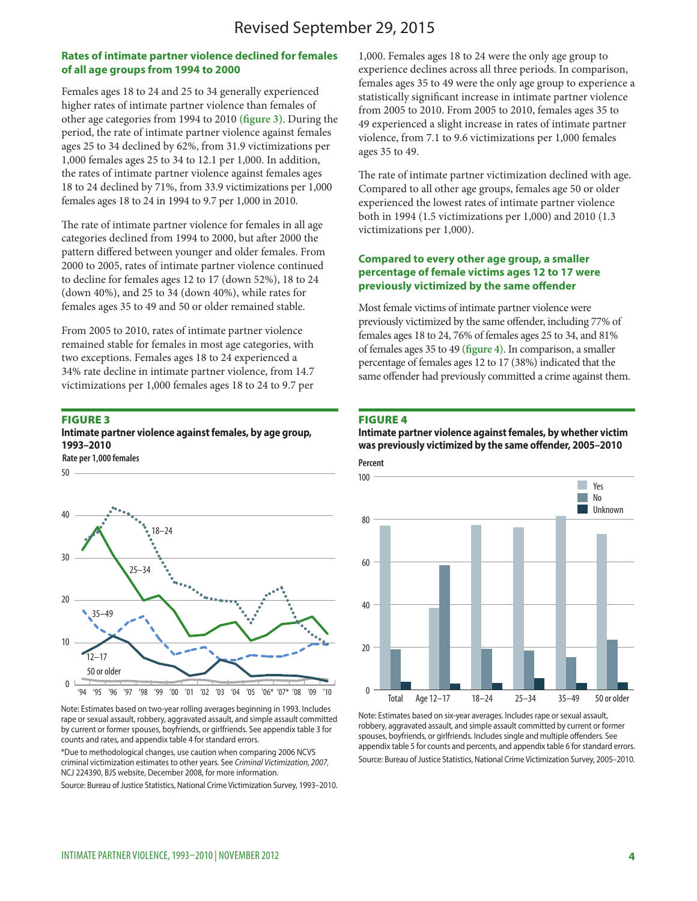Revised September 29, 2015

### Rates of intimate partner violence declined for females of all age groups from 1994 to 2000

Females ages 18 to 24 and 25 to 34 generally experienced higher rates of intimate partner violence than females of other age categories from 1994 to 2010 (**figure 3**). During the period, the rate of intimate partner violence against females ages 25 to 34 declined by 62%, from 31.9 victimizations per 1,000 females ages 25 to 34 to 12.1 per 1,000. In addition, the rates of intimate partner violence against females ages 18 to 24 declined by 71%, from 33.9 victimizations per 1,000 females ages 18 to 24 in 1994 to 9.7 per 1,000 in 2010.

The rate of intimate partner violence for females in all age categories declined from 1994 to 2000, but after 2000 the pattern differed between younger and older females. From 2000 to 2005, rates of intimate partner violence continued to decline for females ages 12 to 17 (down 52%), 18 to 24 (down 40%), and 25 to 34 (down 40%), while rates for females ages 35 to 49 and 50 or older remained stable.

From 2005 to 2010, rates of intimate partner violence remained stable for females in most age categories, with two exceptions. Females ages 18 to 24 experienced a 34% rate decline in intimate partner violence, from 14.7 victimizations per 1,000 females ages 18 to 24 to 9.7 per 1,000. Females ages 18 to 24 were the only age group to experience declines across all three periods. In comparison, females ages 35 to 49 were the only age group to experience a statistically significant increase in intimate partner violence from 2005 to 2010. From 2005 to 2010, females ages 35 to 49 experienced a slight increase in rates of intimate partner violence, from 7.1 to 9.6 victimizations per 1,000 females ages 35 to 49.

The rate of intimate partner victimization declined with age. Compared to all other age groups, females age 50 or older experienced the lowest rates of intimate partner violence both in 1994 (1.5 victimizations per 1,000) and 2010 (1.3 victimizations per 1,000).

### Compared to every other age group, a smaller percentage of female victims ages 12 to 17 were previously victimized by the same offender

Most female victims of intimate partner violence were previously victimized by the same offender, including 77% of females ages 18 to 24, 76% of females ages 25 to 34, and 81% of females ages 35 to 49 (**figure 4**). In comparison, a smaller percentage of females ages 12 to 17 (38%) indicated that the same offender had previously committed a crime against them.

**FIGURE 3**

**Intimate partner violence against females, by age group, 1993–2010**

Note: Estimates based on two-year rolling averages beginning in 1993. Includes rape or sexual assault, robbery, aggravated assault, and simple assault committed by current or former spouses, boyfriends, or girlfriends. See appendix table 3 for counts and rates, and appendix table 4 for standard errors.

*Due to methodological changes, use caution when comparing 2006 NCVS criminal victimization estimates to other years. See *Criminal Victimization, 2007,* NCJ 224390, BJS website, December 2008, for more information.

Source: Bureau of Justice Statistics, National Crime Victimization Survey, 1993–2010.

**FIGURE 4**

**Intimate partner violence against females, by whether victim was previously victimized by the same offender, 2005–2010**

Note: Estimates based on six-year averages. Includes rape or sexual assault, robbery, aggravated assault, and simple assault committed by current or former spouses, boyfriends, or girlfriends. Includes single and multiple offenders. See appendix table 5 for counts and percents, and appendix table 6 for standard errors.

Source: Bureau of Justice Statistics, National Crime Victimization Survey, 2005–2010.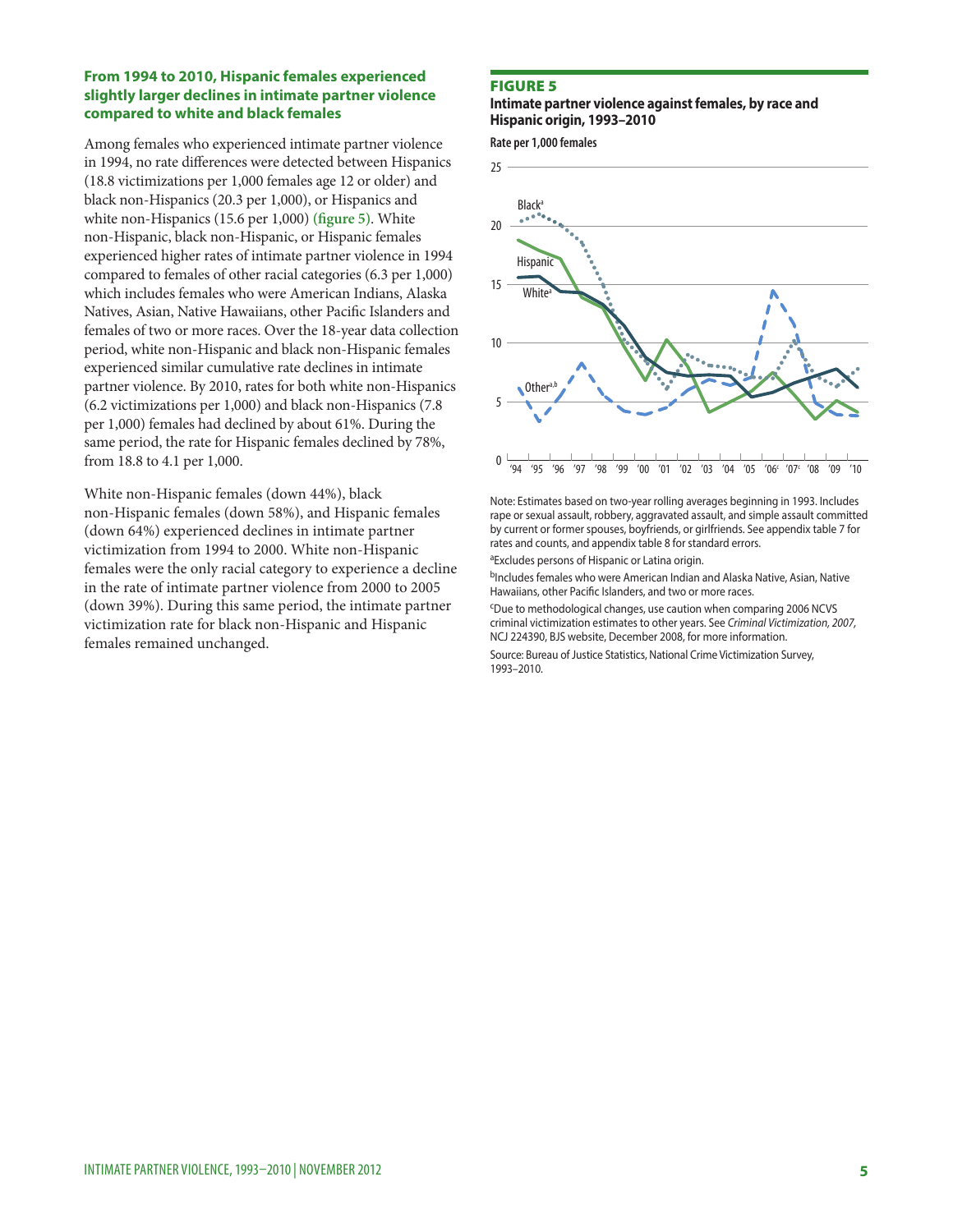### From 1994 to 2010, Hispanic females experienced slightly larger declines in intimate partner violence compared to white and black females

Among females who experienced intimate partner violence in 1994, no rate differences were detected between Hispanics (18.8 victimizations per 1,000 females age 12 or older) and black non-Hispanics (20.3 per 1,000), or Hispanics and white non-Hispanics (15.6 per 1,000) **(figure 5)**. White non-Hispanic, black non-Hispanic, or Hispanic females experienced higher rates of intimate partner violence in 1994 compared to females of other racial categories (6.3 per 1,000) which includes females who were American Indians, Alaska Natives, Asian, Native Hawaiians, other Pacific Islanders and females of two or more races. Over the 18-year data collection period, white non-Hispanic and black non-Hispanic females experienced similar cumulative rate declines in intimate partner violence. By 2010, rates for both white non-Hispanics (6.2 victimizations per 1,000) and black non-Hispanics (7.8 per 1,000) females had declined by about 61%. During the same period, the rate for Hispanic females declined by 78%, from 18.8 to 4.1 per 1,000.

White non-Hispanic females (down 44%), black non-Hispanic females (down 58%), and Hispanic females (down 64%) experienced declines in intimate partner victimization from 1994 to 2000. White non-Hispanic females were the only racial category to experience a decline in the rate of intimate partner violence from 2000 to 2005 (down 39%). During this same period, the intimate partner victimization rate for black non-Hispanic and Hispanic females remained unchanged.

**FIGURE 5**

**Intimate partner violence against females, by race and Hispanic origin, 1993–2010**

Rate per 1,000 females

Note: Estimates based on two-year rolling averages beginning in 1993. Includes rape or sexual assault, robbery, aggravated assault, and simple assault committed by current or former spouses, boyfriends, or girlfriends. See appendix table 7 for rates and counts, and appendix table 8 for standard errors.

[a]Excludes persons of Hispanic or Latina origin.

[b]Includes females who were American Indian and Alaska Native, Asian, Native Hawaiians, other Pacific Islanders, and two or more races.

[c]Due to methodological changes, use caution when comparing 2006 NCVS criminal victimization estimates to other years. See *Criminal Victimization, 2007*, NCJ 224390, BJS website, December 2008, for more information.

Source: Bureau of Justice Statistics, National Crime Victimization Survey, 1993–2010.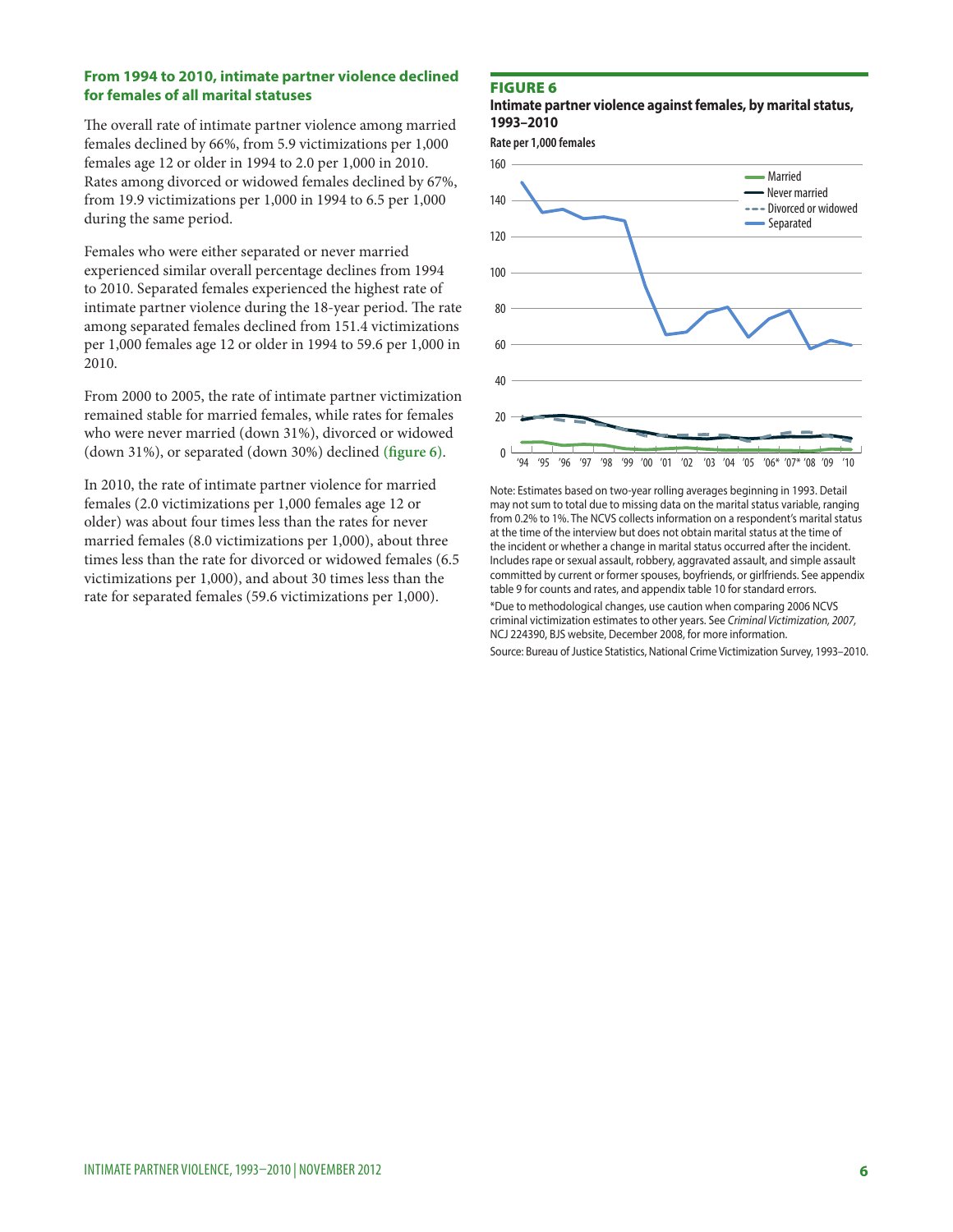## From 1994 to 2010, intimate partner violence declined for females of all marital statuses

The overall rate of intimate partner violence among married females declined by 66%, from 5.9 victimizations per 1,000 females age 12 or older in 1994 to 2.0 per 1,000 in 2010. Rates among divorced or widowed females declined by 67%, from 19.9 victimizations per 1,000 in 1994 to 6.5 per 1,000 during the same period.

Females who were either separated or never married experienced similar overall percentage declines from 1994 to 2010. Separated females experienced the highest rate of intimate partner violence during the 18-year period. The rate among separated females declined from 151.4 victimizations per 1,000 females age 12 or older in 1994 to 59.6 per 1,000 in 2010.

From 2000 to 2005, the rate of intimate partner victimization remained stable for married females, while rates for females who were never married (down 31%), divorced or widowed (down 31%), or separated (down 30%) declined **(figure 6)**.

In 2010, the rate of intimate partner violence for married females (2.0 victimizations per 1,000 females age 12 or older) was about four times less than the rates for never married females (8.0 victimizations per 1,000), about three times less than the rate for divorced or widowed females (6.5 victimizations per 1,000), and about 30 times less than the rate for separated females (59.6 victimizations per 1,000).

**FIGURE 6**

**Intimate partner violence against females, by marital status, 1993–2010**

Note: Estimates based on two-year rolling averages beginning in 1993. Detail may not sum to total due to missing data on the marital status variable, ranging from 0.2% to 1%. The NCVS collects information on a respondent's marital status at the time of the interview but does not obtain marital status at the time of the incident or whether a change in marital status occurred after the incident. Includes rape or sexual assault, robbery, aggravated assault, and simple assault committed by current or former spouses, boyfriends, or girlfriends. See appendix table 9 for counts and rates, and appendix table 10 for standard errors.

*Due to methodological changes, use caution when comparing 2006 NCVS criminal victimization estimates to other years. See *Criminal Victimization, 2007,* NCJ 224390, BJS website, December 2008, for more information.

Source: Bureau of Justice Statistics, National Crime Victimization Survey, 1993–2010.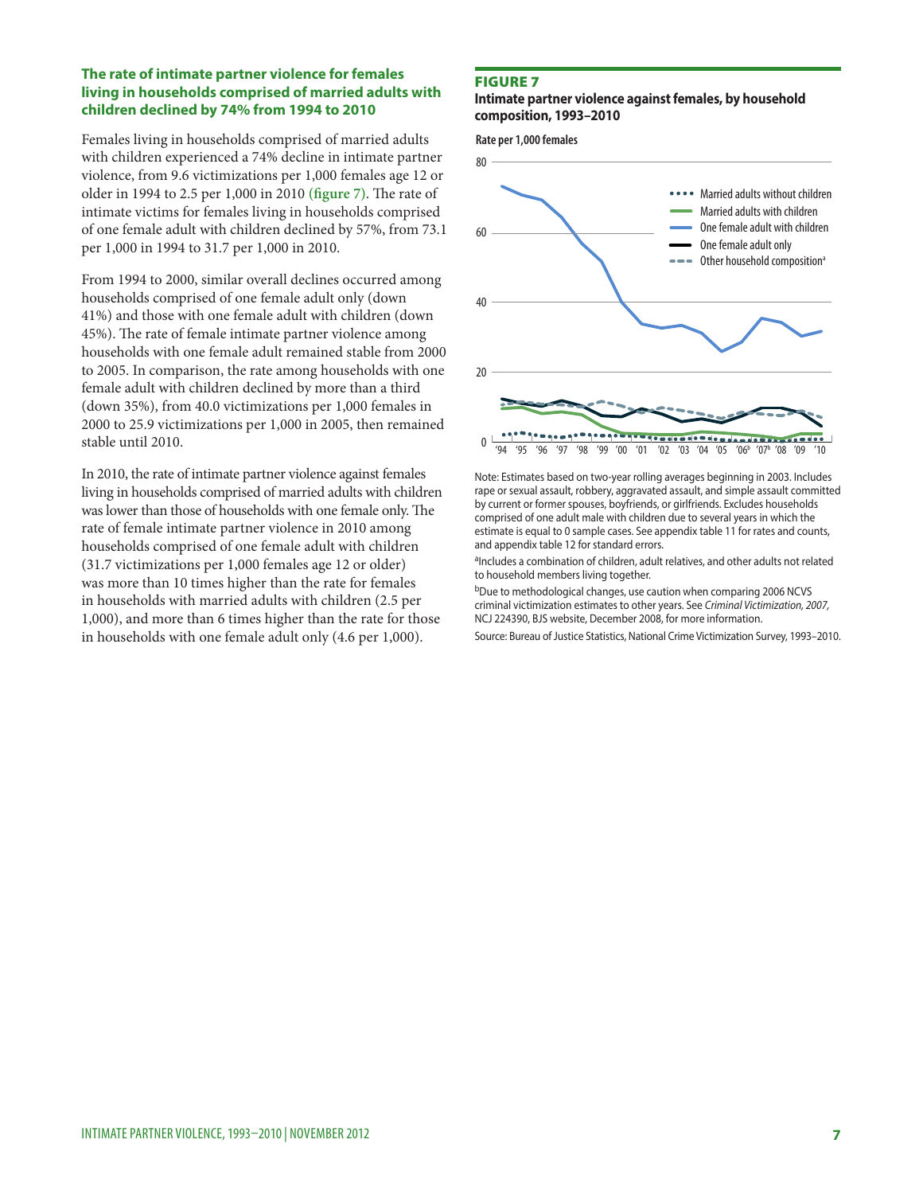### The rate of intimate partner violence for females living in households comprised of married adults with children declined by 74% from 1994 to 2010

Females living in households comprised of married adults with children experienced a 74% decline in intimate partner violence, from 9.6 victimizations per 1,000 females age 12 or older in 1994 to 2.5 per 1,000 in 2010 (figure 7). The rate of intimate victims for females living in households comprised of one female adult with children declined by 57%, from 73.1 per 1,000 in 1994 to 31.7 per 1,000 in 2010.

From 1994 to 2000, similar overall declines occurred among households comprised of one female adult only (down 41%) and those with one female adult with children (down 45%). The rate of female intimate partner violence among households with one female adult remained stable from 2000 to 2005. In comparison, the rate among households with one female adult with children declined by more than a third (down 35%), from 40.0 victimizations per 1,000 females in 2000 to 25.9 victimizations per 1,000 in 2005, then remained stable until 2010.

In 2010, the rate of intimate partner violence against females living in households comprised of married adults with children was lower than those of households with one female only. The rate of female intimate partner violence in 2010 among households comprised of one female adult with children (31.7 victimizations per 1,000 females age 12 or older) was more than 10 times higher than the rate for females in households with married adults with children (2.5 per 1,000), and more than 6 times higher than the rate for those in households with one female adult only (4.6 per 1,000).

**FIGURE 7**

**Intimate partner violence against females, by household composition, 1993–2010**

Note: Estimates based on two-year rolling averages beginning in 2003. Includes rape or sexual assault, robbery, aggravated assault, and simple assault committed by current or former spouses, boyfriends, or girlfriends. Excludes households comprised of one adult male with children due to several years in which the estimate is equal to 0 sample cases. See appendix table 11 for rates and counts, and appendix table 12 for standard errors.

[a]Includes a combination of children, adult relatives, and other adults not related to household members living together.

[b]Due to methodological changes, use caution when comparing 2006 NCVS criminal victimization estimates to other years. See *Criminal Victimization, 2007,* NCJ 224390, BJS website, December 2008, for more information.

Source: Bureau of Justice Statistics, National Crime Victimization Survey, 1993–2010.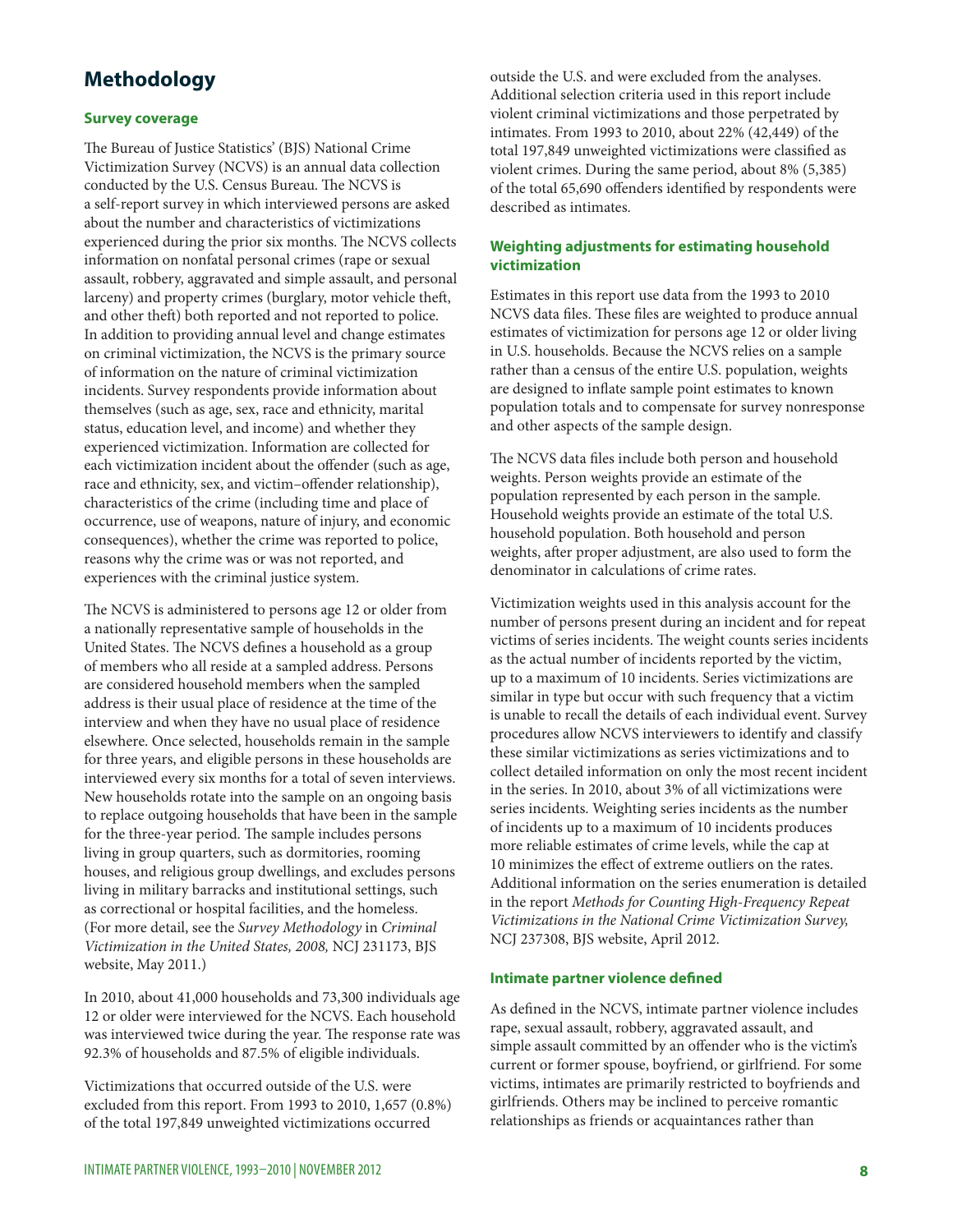# Methodology

### Survey coverage

The Bureau of Justice Statistics' (BJS) National Crime Victimization Survey (NCVS) is an annual data collection conducted by the U.S. Census Bureau. The NCVS is a self-report survey in which interviewed persons are asked about the number and characteristics of victimizations experienced during the prior six months. The NCVS collects information on nonfatal personal crimes (rape or sexual assault, robbery, aggravated and simple assault, and personal larceny) and property crimes (burglary, motor vehicle theft, and other theft) both reported and not reported to police. In addition to providing annual level and change estimates on criminal victimization, the NCVS is the primary source of information on the nature of criminal victimization incidents. Survey respondents provide information about themselves (such as age, sex, race and ethnicity, marital status, education level, and income) and whether they experienced victimization. Information are collected for each victimization incident about the offender (such as age, race and ethnicity, sex, and victim–offender relationship), characteristics of the crime (including time and place of occurrence, use of weapons, nature of injury, and economic consequences), whether the crime was reported to police, reasons why the crime was or was not reported, and experiences with the criminal justice system.

The NCVS is administered to persons age 12 or older from a nationally representative sample of households in the United States. The NCVS defines a household as a group of members who all reside at a sampled address. Persons are considered household members when the sampled address is their usual place of residence at the time of the interview and when they have no usual place of residence elsewhere. Once selected, households remain in the sample for three years, and eligible persons in these households are interviewed every six months for a total of seven interviews. New households rotate into the sample on an ongoing basis to replace outgoing households that have been in the sample for the three-year period. The sample includes persons living in group quarters, such as dormitories, rooming houses, and religious group dwellings, and excludes persons living in military barracks and institutional settings, such as correctional or hospital facilities, and the homeless. (For more detail, see the *Survey Methodology* in *Criminal Victimization in the United States, 2008,* NCJ 231173, BJS website, May 2011.)

In 2010, about 41,000 households and 73,300 individuals age 12 or older were interviewed for the NCVS. Each household was interviewed twice during the year. The response rate was 92.3% of households and 87.5% of eligible individuals.

Victimizations that occurred outside of the U.S. were excluded from this report. From 1993 to 2010, 1,657 (0.8%) of the total 197,849 unweighted victimizations occurred outside the U.S. and were excluded from the analyses. Additional selection criteria used in this report include violent criminal victimizations and those perpetrated by intimates. From 1993 to 2010, about 22% (42,449) of the total 197,849 unweighted victimizations were classified as violent crimes. During the same period, about 8% (5,385) of the total 65,690 offenders identified by respondents were described as intimates.

### Weighting adjustments for estimating household victimization

Estimates in this report use data from the 1993 to 2010 NCVS data files. These files are weighted to produce annual estimates of victimization for persons age 12 or older living in U.S. households. Because the NCVS relies on a sample rather than a census of the entire U.S. population, weights are designed to inflate sample point estimates to known population totals and to compensate for survey nonresponse and other aspects of the sample design.

The NCVS data files include both person and household weights. Person weights provide an estimate of the population represented by each person in the sample. Household weights provide an estimate of the total U.S. household population. Both household and person weights, after proper adjustment, are also used to form the denominator in calculations of crime rates.

Victimization weights used in this analysis account for the number of persons present during an incident and for repeat victims of series incidents. The weight counts series incidents as the actual number of incidents reported by the victim, up to a maximum of 10 incidents. Series victimizations are similar in type but occur with such frequency that a victim is unable to recall the details of each individual event. Survey procedures allow NCVS interviewers to identify and classify these similar victimizations as series victimizations and to collect detailed information on only the most recent incident in the series. In 2010, about 3% of all victimizations were series incidents. Weighting series incidents as the number of incidents up to a maximum of 10 incidents produces more reliable estimates of crime levels, while the cap at 10 minimizes the effect of extreme outliers on the rates. Additional information on the series enumeration is detailed in the report *Methods for Counting High-Frequency Repeat Victimizations in the National Crime Victimization Survey,* NCJ 237308, BJS website, April 2012.

### Intimate partner violence defined

As defined in the NCVS, intimate partner violence includes rape, sexual assault, robbery, aggravated assault, and simple assault committed by an offender who is the victim's current or former spouse, boyfriend, or girlfriend. For some victims, intimates are primarily restricted to boyfriends and girlfriends. Others may be inclined to perceive romantic relationships as friends or acquaintances rather than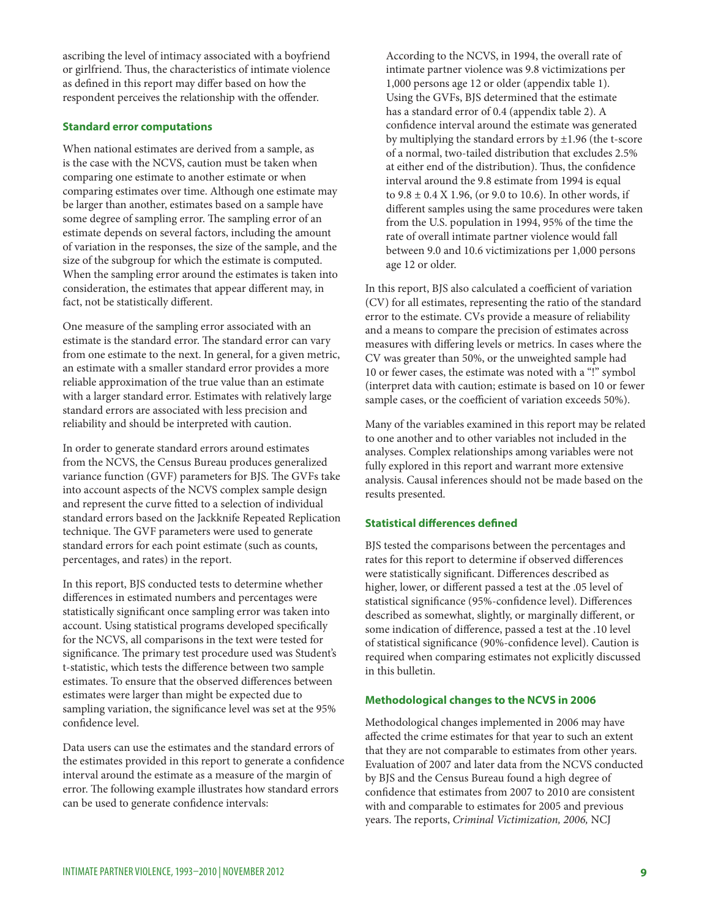ascribing the level of intimacy associated with a boyfriend or girlfriend. Thus, the characteristics of intimate violence as defined in this report may differ based on how the respondent perceives the relationship with the offender.

### Standard error computations

When national estimates are derived from a sample, as is the case with the NCVS, caution must be taken when comparing one estimate to another estimate or when comparing estimates over time. Although one estimate may be larger than another, estimates based on a sample have some degree of sampling error. The sampling error of an estimate depends on several factors, including the amount of variation in the responses, the size of the sample, and the size of the subgroup for which the estimate is computed. When the sampling error around the estimates is taken into consideration, the estimates that appear different may, in fact, not be statistically different.

One measure of the sampling error associated with an estimate is the standard error. The standard error can vary from one estimate to the next. In general, for a given metric, an estimate with a smaller standard error provides a more reliable approximation of the true value than an estimate with a larger standard error. Estimates with relatively large standard errors are associated with less precision and reliability and should be interpreted with caution.

In order to generate standard errors around estimates from the NCVS, the Census Bureau produces generalized variance function (GVF) parameters for BJS. The GVFs take into account aspects of the NCVS complex sample design and represent the curve fitted to a selection of individual standard errors based on the Jackknife Repeated Replication technique. The GVF parameters were used to generate standard errors for each point estimate (such as counts, percentages, and rates) in the report.

In this report, BJS conducted tests to determine whether differences in estimated numbers and percentages were statistically significant once sampling error was taken into account. Using statistical programs developed specifically for the NCVS, all comparisons in the text were tested for significance. The primary test procedure used was Student's t-statistic, which tests the difference between two sample estimates. To ensure that the observed differences between estimates were larger than might be expected due to sampling variation, the significance level was set at the 95% confidence level.

Data users can use the estimates and the standard errors of the estimates provided in this report to generate a confidence interval around the estimate as a measure of the margin of error. The following example illustrates how standard errors can be used to generate confidence intervals:

> According to the NCVS, in 1994, the overall rate of intimate partner violence was 9.8 victimizations per 1,000 persons age 12 or older (appendix table 1). Using the GVFs, BJS determined that the estimate has a standard error of 0.4 (appendix table 2). A confidence interval around the estimate was generated by multiplying the standard errors by ±1.96 (the t-score of a normal, two-tailed distribution that excludes 2.5% at either end of the distribution). Thus, the confidence interval around the 9.8 estimate from 1994 is equal to $9.8 \pm 0.4 \times 1.96$, (or 9.0 to 10.6). In other words, if different samples using the same procedures were taken from the U.S. population in 1994, 95% of the time the rate of overall intimate partner violence would fall between 9.0 and 10.6 victimizations per 1,000 persons age 12 or older.

In this report, BJS also calculated a coefficient of variation (CV) for all estimates, representing the ratio of the standard error to the estimate. CVs provide a measure of reliability and a means to compare the precision of estimates across measures with differing levels or metrics. In cases where the CV was greater than 50%, or the unweighted sample had 10 or fewer cases, the estimate was noted with a "!" symbol (interpret data with caution; estimate is based on 10 or fewer sample cases, or the coefficient of variation exceeds 50%).

Many of the variables examined in this report may be related to one another and to other variables not included in the analyses. Complex relationships among variables were not fully explored in this report and warrant more extensive analysis. Causal inferences should not be made based on the results presented.

### Statistical differences defined

BJS tested the comparisons between the percentages and rates for this report to determine if observed differences were statistically significant. Differences described as higher, lower, or different passed a test at the .05 level of statistical significance (95%-confidence level). Differences described as somewhat, slightly, or marginally different, or some indication of difference, passed a test at the .10 level of statistical significance (90%-confidence level). Caution is required when comparing estimates not explicitly discussed in this bulletin.

### Methodological changes to the NCVS in 2006

Methodological changes implemented in 2006 may have affected the crime estimates for that year to such an extent that they are not comparable to estimates from other years. Evaluation of 2007 and later data from the NCVS conducted by BJS and the Census Bureau found a high degree of confidence that estimates from 2007 to 2010 are consistent with and comparable to estimates for 2005 and previous years. The reports, *Criminal Victimization, 2006,* NCJ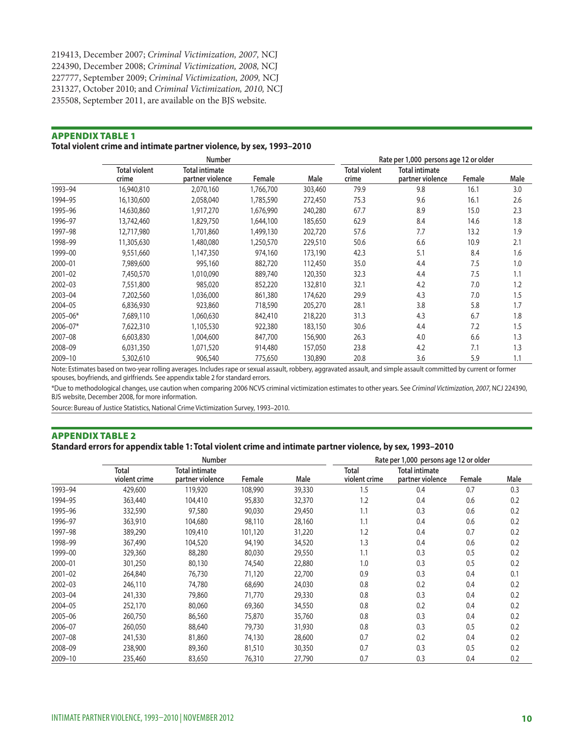219413, December 2007; *Criminal Victimization, 2007,* NCJ 224390, December 2008; *Criminal Victimization, 2008,* NCJ 227777, September 2009; *Criminal Victimization, 2009,* NCJ 231327, October 2010; and *Criminal Victimization, 2010,* NCJ 235508, September 2011, are available on the BJS website.

## APPENDIX TABLE 1

**Total violent crime and intimate partner violence, by sex, 1993–2010**

| | Number | | | | Rate per 1,000 persons age 12 or older | | | |
|---|---|---|---|---|---|---|---|---|
| | Total violent crime | Total intimate partner violence | Female | Male | Total violent crime | Total intimate partner violence | Female | Male |
| 1993–94 | 16,940,810 | 2,070,160 | 1,766,700 | 303,460 | 79.9 | 9.8 | 16.1 | 3.0 |
| 1994–95 | 16,130,600 | 2,058,040 | 1,785,590 | 272,450 | 75.3 | 9.6 | 16.1 | 2.6 |
| 1995–96 | 14,630,860 | 1,917,270 | 1,676,990 | 240,280 | 67.7 | 8.9 | 15.0 | 2.3 |
| 1996–97 | 13,742,460 | 1,829,750 | 1,644,100 | 185,650 | 62.9 | 8.4 | 14.6 | 1.8 |
| 1997–98 | 12,717,980 | 1,701,860 | 1,499,130 | 202,720 | 57.6 | 7.7 | 13.2 | 1.9 |
| 1998–99 | 11,305,630 | 1,480,080 | 1,250,570 | 229,510 | 50.6 | 6.6 | 10.9 | 2.1 |
| 1999–00 | 9,551,660 | 1,147,350 | 974,160 | 173,190 | 42.3 | 5.1 | 8.4 | 1.6 |
| 2000–01 | 7,989,600 | 995,160 | 882,720 | 112,450 | 35.0 | 4.4 | 7.5 | 1.0 |
| 2001–02 | 7,450,570 | 1,010,090 | 889,740 | 120,350 | 32.3 | 4.4 | 7.5 | 1.1 |
| 2002–03 | 7,551,800 | 985,020 | 852,220 | 132,810 | 32.1 | 4.2 | 7.0 | 1.2 |
| 2003–04 | 7,202,560 | 1,036,000 | 861,380 | 174,620 | 29.9 | 4.3 | 7.0 | 1.5 |
| 2004–05 | 6,836,930 | 923,860 | 718,590 | 205,270 | 28.1 | 3.8 | 5.8 | 1.7 |
| 2005–06* | 7,689,110 | 1,060,630 | 842,410 | 218,220 | 31.3 | 4.3 | 6.7 | 1.8 |
| 2006–07* | 7,622,310 | 1,105,530 | 922,380 | 183,150 | 30.6 | 4.4 | 7.2 | 1.5 |
| 2007–08 | 6,603,830 | 1,004,600 | 847,700 | 156,900 | 26.3 | 4.0 | 6.6 | 1.3 |
| 2008–09 | 6,031,350 | 1,071,520 | 914,480 | 157,050 | 23.8 | 4.2 | 7.1 | 1.3 |
| 2009–10 | 5,302,610 | 906,540 | 775,650 | 130,890 | 20.8 | 3.6 | 5.9 | 1.1 |

Note: Estimates based on two-year rolling averages. Includes rape or sexual assault, robbery, aggravated assault, and simple assault committed by current or former spouses, boyfriends, and girlfriends. See appendix table 2 for standard errors.

*Due to methodological changes, use caution when comparing 2006 NCVS criminal victimization estimates to other years. See *Criminal Victimization, 2007,* NCJ 224390, BJS website, December 2008, for more information.

Source: Bureau of Justice Statistics, National Crime Victimization Survey, 1993–2010.

## APPENDIX TABLE 2

**Standard errors for appendix table 1: Total violent crime and intimate partner violence, by sex, 1993–2010**

| | Number | | | | Rate per 1,000 persons age 12 or older | | | |
|---|---|---|---|---|---|---|---|---|
| | Total violent crime | Total intimate partner violence | Female | Male | Total violent crime | Total intimate partner violence | Female | Male |
| 1993–94 | 429,600 | 119,920 | 108,990 | 39,330 | 1.5 | 0.4 | 0.7 | 0.3 |
| 1994–95 | 363,440 | 104,410 | 95,830 | 32,370 | 1.2 | 0.4 | 0.6 | 0.2 |
| 1995–96 | 332,590 | 97,580 | 90,030 | 29,450 | 1.1 | 0.3 | 0.6 | 0.2 |
| 1996–97 | 363,910 | 104,680 | 98,110 | 28,160 | 1.1 | 0.4 | 0.6 | 0.2 |
| 1997–98 | 389,290 | 109,410 | 101,120 | 31,220 | 1.2 | 0.4 | 0.7 | 0.2 |
| 1998–99 | 367,490 | 104,520 | 94,190 | 34,520 | 1.3 | 0.4 | 0.6 | 0.2 |
| 1999–00 | 329,360 | 88,280 | 80,030 | 29,550 | 1.1 | 0.3 | 0.5 | 0.2 |
| 2000–01 | 301,250 | 80,130 | 74,540 | 22,880 | 1.0 | 0.3 | 0.5 | 0.2 |
| 2001–02 | 264,840 | 76,730 | 71,120 | 22,700 | 0.9 | 0.3 | 0.4 | 0.1 |
| 2002–03 | 246,110 | 74,780 | 68,690 | 24,030 | 0.8 | 0.2 | 0.4 | 0.2 |
| 2003–04 | 241,330 | 79,860 | 71,770 | 29,330 | 0.8 | 0.3 | 0.4 | 0.2 |
| 2004–05 | 252,170 | 80,060 | 69,360 | 34,550 | 0.8 | 0.2 | 0.4 | 0.2 |
| 2005–06 | 260,750 | 86,560 | 75,870 | 35,760 | 0.8 | 0.3 | 0.4 | 0.2 |
| 2006–07 | 260,050 | 88,640 | 79,730 | 31,930 | 0.8 | 0.3 | 0.5 | 0.2 |
| 2007–08 | 241,530 | 81,860 | 74,130 | 28,600 | 0.7 | 0.2 | 0.4 | 0.2 |
| 2008–09 | 238,900 | 89,360 | 81,510 | 30,350 | 0.7 | 0.3 | 0.5 | 0.2 |
| 2009–10 | 235,460 | 83,650 | 76,310 | 27,790 | 0.7 | 0.3 | 0.4 | 0.2 |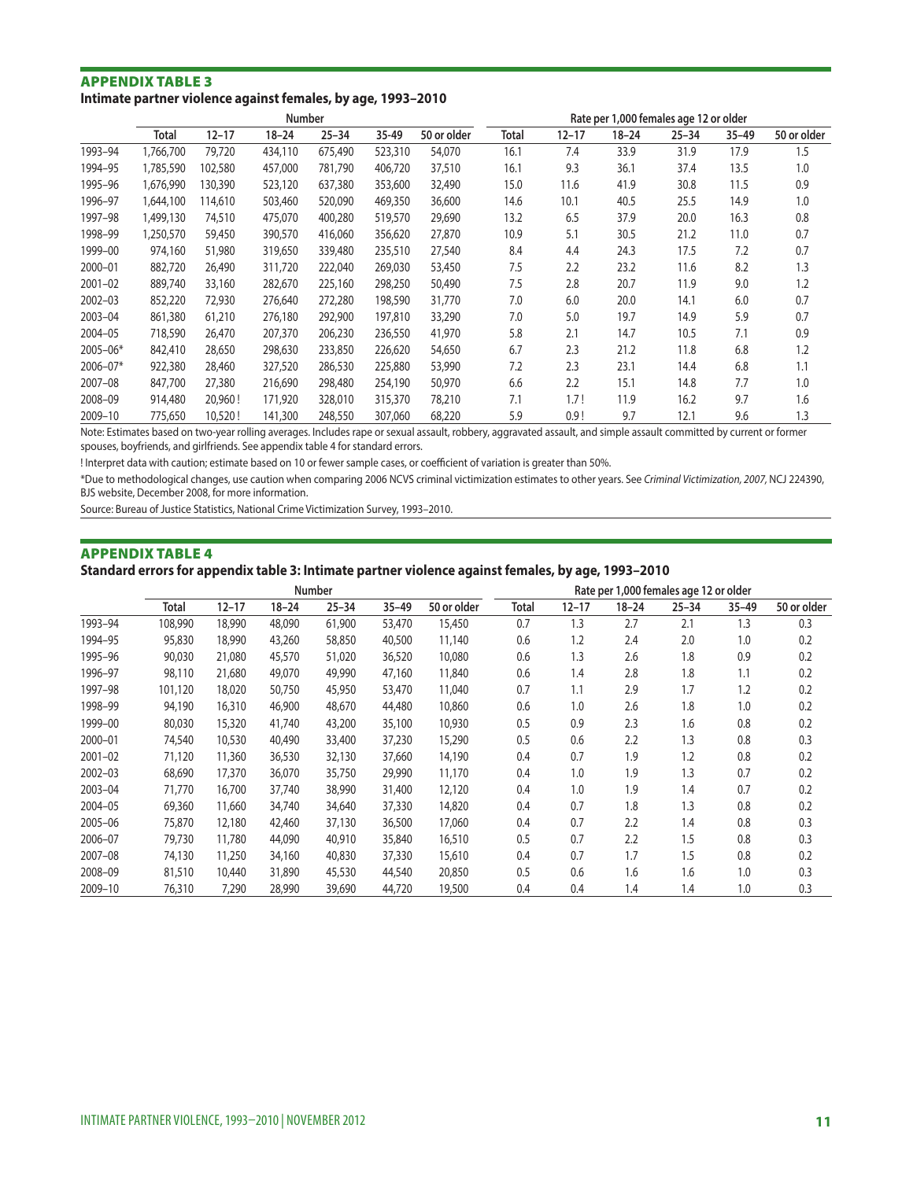## APPENDIX TABLE 3

**Intimate partner violence against females, by age, 1993–2010**

| | Number | | | | | | Rate per 1,000 females age 12 or older | | | | | |
|---|---|---|---|---|---|---|---|---|---|---|---|---|
| | Total | 12–17 | 18–24 | 25–34 | 35-49 | 50 or older | Total | 12–17 | 18–24 | 25–34 | 35–49 | 50 or older |
| 1993–94 | 1,766,700 | 79,720 | 434,110 | 675,490 | 523,310 | 54,070 | 16.1 | 7.4 | 33.9 | 31.9 | 17.9 | 1.5 |
| 1994–95 | 1,785,590 | 102,580 | 457,000 | 781,790 | 406,720 | 37,510 | 16.1 | 9.3 | 36.1 | 37.4 | 13.5 | 1.0 |
| 1995–96 | 1,676,990 | 130,390 | 523,120 | 637,380 | 353,600 | 32,490 | 15.0 | 11.6 | 41.9 | 30.8 | 11.5 | 0.9 |
| 1996–97 | 1,644,100 | 114,610 | 503,460 | 520,090 | 469,350 | 36,600 | 14.6 | 10.1 | 40.5 | 25.5 | 14.9 | 1.0 |
| 1997–98 | 1,499,130 | 74,510 | 475,070 | 400,280 | 519,570 | 29,690 | 13.2 | 6.5 | 37.9 | 20.0 | 16.3 | 0.8 |
| 1998–99 | 1,250,570 | 59,450 | 390,570 | 416,060 | 356,620 | 27,870 | 10.9 | 5.1 | 30.5 | 21.2 | 11.0 | 0.7 |
| 1999–00 | 974,160 | 51,980 | 319,650 | 339,480 | 235,510 | 27,540 | 8.4 | 4.4 | 24.3 | 17.5 | 7.2 | 0.7 |
| 2000–01 | 882,720 | 26,490 | 311,720 | 222,040 | 269,030 | 53,450 | 7.5 | 2.2 | 23.2 | 11.6 | 8.2 | 1.3 |
| 2001–02 | 889,740 | 33,160 | 282,670 | 225,160 | 298,250 | 50,490 | 7.5 | 2.8 | 20.7 | 11.9 | 9.0 | 1.2 |
| 2002–03 | 852,220 | 72,930 | 276,640 | 272,280 | 198,590 | 31,770 | 7.0 | 6.0 | 20.0 | 14.1 | 6.0 | 0.7 |
| 2003–04 | 861,380 | 61,210 | 276,180 | 292,900 | 197,810 | 33,290 | 7.0 | 5.0 | 19.7 | 14.9 | 5.9 | 0.7 |
| 2004–05 | 718,590 | 26,470 | 207,370 | 206,230 | 236,550 | 41,970 | 5.8 | 2.1 | 14.7 | 10.5 | 7.1 | 0.9 |
| 2005–06* | 842,410 | 28,650 | 298,630 | 233,850 | 226,620 | 54,650 | 6.7 | 2.3 | 21.2 | 11.8 | 6.8 | 1.2 |
| 2006–07* | 922,380 | 28,460 | 327,520 | 286,530 | 225,880 | 53,990 | 7.2 | 2.3 | 23.1 | 14.4 | 6.8 | 1.1 |
| 2007–08 | 847,700 | 27,380 | 216,690 | 298,480 | 254,190 | 50,970 | 6.6 | 2.2 | 15.1 | 14.8 | 7.7 | 1.0 |
| 2008–09 | 914,480 | 20,960 ! | 171,920 | 328,010 | 315,370 | 78,210 | 7.1 | 1.7 ! | 11.9 | 16.2 | 9.7 | 1.6 |
| 2009–10 | 775,650 | 10,520 ! | 141,300 | 248,550 | 307,060 | 68,220 | 5.9 | 0.9 ! | 9.7 | 12.1 | 9.6 | 1.3 |

Note: Estimates based on two-year rolling averages. Includes rape or sexual assault, robbery, aggravated assault, and simple assault committed by current or former spouses, boyfriends, and girlfriends. See appendix table 4 for standard errors.

! Interpret data with caution; estimate based on 10 or fewer sample cases, or coefficient of variation is greater than 50%.

*Due to methodological changes, use caution when comparing 2006 NCVS criminal victimization estimates to other years. See *Criminal Victimization, 2007*, NCJ 224390, BJS website, December 2008, for more information.

Source: Bureau of Justice Statistics, National Crime Victimization Survey, 1993–2010.

## APPENDIX TABLE 4

**Standard errors for appendix table 3: Intimate partner violence against females, by age, 1993–2010**

| | Number | | | | | | Rate per 1,000 females age 12 or older | | | | | |
|---|---|---|---|---|---|---|---|---|---|---|---|---|
| | Total | 12–17 | 18–24 | 25–34 | 35–49 | 50 or older | Total | 12–17 | 18–24 | 25–34 | 35–49 | 50 or older |
| 1993–94 | 108,990 | 18,990 | 48,090 | 61,900 | 53,470 | 15,450 | 0.7 | 1.3 | 2.7 | 2.1 | 1.3 | 0.3 |
| 1994–95 | 95,830 | 18,990 | 43,260 | 58,850 | 40,500 | 11,140 | 0.6 | 1.2 | 2.4 | 2.0 | 1.0 | 0.2 |
| 1995–96 | 90,030 | 21,080 | 45,570 | 51,020 | 36,520 | 10,080 | 0.6 | 1.3 | 2.6 | 1.8 | 0.9 | 0.2 |
| 1996–97 | 98,110 | 21,680 | 49,070 | 49,990 | 47,160 | 11,840 | 0.6 | 1.4 | 2.8 | 1.8 | 1.1 | 0.2 |
| 1997–98 | 101,120 | 18,020 | 50,750 | 45,950 | 53,470 | 11,040 | 0.7 | 1.1 | 2.9 | 1.7 | 1.2 | 0.2 |
| 1998–99 | 94,190 | 16,310 | 46,900 | 48,670 | 44,480 | 10,860 | 0.6 | 1.0 | 2.6 | 1.8 | 1.0 | 0.2 |
| 1999–00 | 80,030 | 15,320 | 41,740 | 43,200 | 35,100 | 10,930 | 0.5 | 0.9 | 2.3 | 1.6 | 0.8 | 0.2 |
| 2000–01 | 74,540 | 10,530 | 40,490 | 33,400 | 37,230 | 15,290 | 0.5 | 0.6 | 2.2 | 1.3 | 0.8 | 0.3 |
| 2001–02 | 71,120 | 11,360 | 36,530 | 32,130 | 37,660 | 14,190 | 0.4 | 0.7 | 1.9 | 1.2 | 0.8 | 0.2 |
| 2002–03 | 68,690 | 17,370 | 36,070 | 35,750 | 29,990 | 11,170 | 0.4 | 1.0 | 1.9 | 1.3 | 0.7 | 0.2 |
| 2003–04 | 71,770 | 16,700 | 37,740 | 38,990 | 31,400 | 12,120 | 0.4 | 1.0 | 1.9 | 1.4 | 0.7 | 0.2 |
| 2004–05 | 69,360 | 11,660 | 34,740 | 34,640 | 37,330 | 14,820 | 0.4 | 0.7 | 1.8 | 1.3 | 0.8 | 0.2 |
| 2005–06 | 75,870 | 12,180 | 42,460 | 37,130 | 36,500 | 17,060 | 0.4 | 0.7 | 2.2 | 1.4 | 0.8 | 0.3 |
| 2006–07 | 79,730 | 11,780 | 44,090 | 40,910 | 35,840 | 16,510 | 0.5 | 0.7 | 2.2 | 1.5 | 0.8 | 0.3 |
| 2007–08 | 74,130 | 11,250 | 34,160 | 40,830 | 37,330 | 15,610 | 0.4 | 0.7 | 1.7 | 1.5 | 0.8 | 0.2 |
| 2008–09 | 81,510 | 10,440 | 31,890 | 45,530 | 44,540 | 20,850 | 0.5 | 0.6 | 1.6 | 1.6 | 1.0 | 0.3 |
| 2009–10 | 76,310 | 7,290 | 28,990 | 39,690 | 44,720 | 19,500 | 0.4 | 0.4 | 1.4 | 1.4 | 1.0 | 0.3 |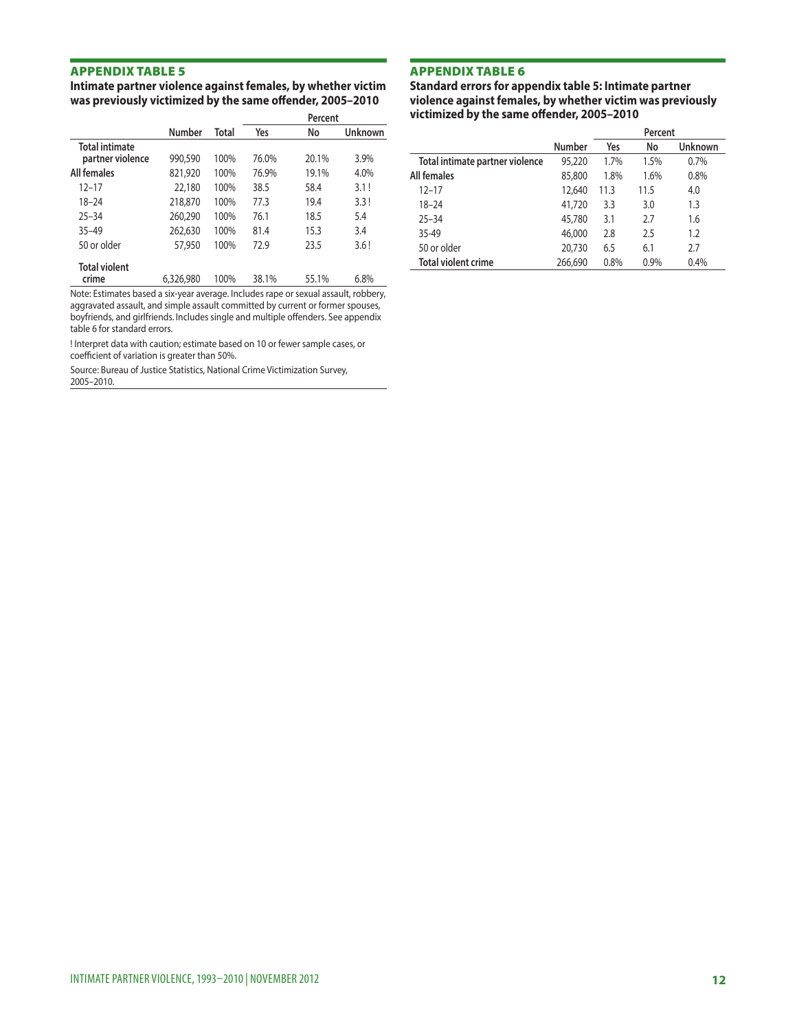## APPENDIX TABLE 5

**Intimate partner violence against females, by whether victim was previously victimized by the same offender, 2005–2010**

| | | | Percent | | |
|---|---|---|---|---|---|
| | Number | Total | Yes | No | Unknown |
| **Total intimate partner violence** | 990,590 | 100% | 76.0% | 20.1% | 3.9% |
| **All females** | 821,920 | 100% | 76.9% | 19.1% | 4.0% |
| 12–17 | 22,180 | 100% | 38.5 | 58.4 | 3.1 ! |
| 18–24 | 218,870 | 100% | 77.3 | 19.4 | 3.3 ! |
| 25–34 | 260,290 | 100% | 76.1 | 18.5 | 5.4 |
| 35–49 | 262,630 | 100% | 81.4 | 15.3 | 3.4 |
| 50 or older | 57,950 | 100% | 72.9 | 23.5 | 3.6 ! |
| **Total violent crime** | 6,326,980 | 100% | 38.1% | 55.1% | 6.8% |

Note: Estimates based a six-year average. Includes rape or sexual assault, robbery, aggravated assault, and simple assault committed by current or former spouses, boyfriends, and girlfriends. Includes single and multiple offenders. See appendix table 6 for standard errors.

! Interpret data with caution; estimate based on 10 or fewer sample cases, or coefficient of variation is greater than 50%.

Source: Bureau of Justice Statistics, National Crime Victimization Survey, 2005–2010.

## APPENDIX TABLE 6

**Standard errors for appendix table 5: Intimate partner violence against females, by whether victim was previously victimized by the same offender, 2005–2010**

| | | Percent | | |
|---|---|---|---|---|
| | Number | Yes | No | Unknown |
| **Total intimate partner violence** | 95,220 | 1.7% | 1.5% | 0.7% |
| **All females** | 85,800 | 1.8% | 1.6% | 0.8% |
| 12–17 | 12,640 | 11.3 | 11.5 | 4.0 |
| 18–24 | 41,720 | 3.3 | 3.0 | 1.3 |
| 25–34 | 45,780 | 3.1 | 2.7 | 1.6 |
| 35-49 | 46,000 | 2.8 | 2.5 | 1.2 |
| 50 or older | 20,730 | 6.5 | 6.1 | 2.7 |
| **Total violent crime** | 266,690 | 0.8% | 0.9% | 0.4% |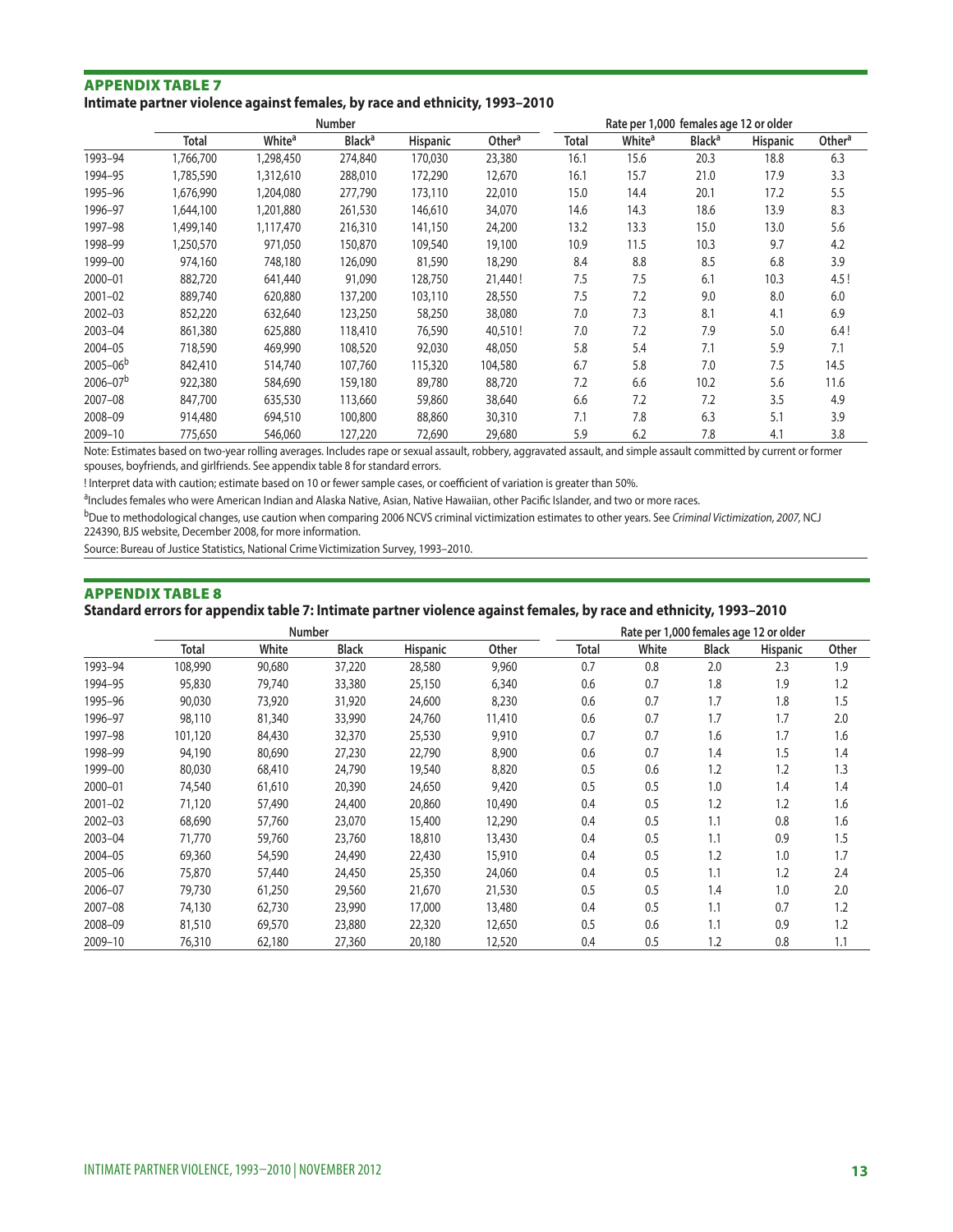## APPENDIX TABLE 7

**Intimate partner violence against females, by race and ethnicity, 1993–2010**

| | Number | | | | | Rate per 1,000 females age 12 or older | | | | |
|---|---|---|---|---|---|---|---|---|---|---|
| | Total | White[a] | Black[a] | Hispanic | Other[a] | Total | White[a] | Black[a] | Hispanic | Other[a] |
| 1993–94 | 1,766,700 | 1,298,450 | 274,840 | 170,030 | 23,380 | 16.1 | 15.6 | 20.3 | 18.8 | 6.3 |
| 1994–95 | 1,785,590 | 1,312,610 | 288,010 | 172,290 | 12,670 | 16.1 | 15.7 | 21.0 | 17.9 | 3.3 |
| 1995–96 | 1,676,990 | 1,204,080 | 277,790 | 173,110 | 22,010 | 15.0 | 14.4 | 20.1 | 17.2 | 5.5 |
| 1996–97 | 1,644,100 | 1,201,880 | 261,530 | 146,610 | 34,070 | 14.6 | 14.3 | 18.6 | 13.9 | 8.3 |
| 1997–98 | 1,499,140 | 1,117,470 | 216,310 | 141,150 | 24,200 | 13.2 | 13.3 | 15.0 | 13.0 | 5.6 |
| 1998–99 | 1,250,570 | 971,050 | 150,870 | 109,540 | 19,100 | 10.9 | 11.5 | 10.3 | 9.7 | 4.2 |
| 1999–00 | 974,160 | 748,180 | 126,090 | 81,590 | 18,290 | 8.4 | 8.8 | 8.5 | 6.8 | 3.9 |
| 2000–01 | 882,720 | 641,440 | 91,090 | 128,750 | 21,440 ! | 7.5 | 7.5 | 6.1 | 10.3 | 4.5 ! |
| 2001–02 | 889,740 | 620,880 | 137,200 | 103,110 | 28,550 | 7.5 | 7.2 | 9.0 | 8.0 | 6.0 |
| 2002–03 | 852,220 | 632,640 | 123,250 | 58,250 | 38,080 | 7.0 | 7.3 | 8.1 | 4.1 | 6.9 |
| 2003–04 | 861,380 | 625,880 | 118,410 | 76,590 | 40,510 ! | 7.0 | 7.2 | 7.9 | 5.0 | 6.4 ! |
| 2004–05 | 718,590 | 469,990 | 108,520 | 92,030 | 48,050 | 5.8 | 5.4 | 7.1 | 5.9 | 7.1 |
| 2005–06[b] | 842,410 | 514,740 | 107,760 | 115,320 | 104,580 | 6.7 | 5.8 | 7.0 | 7.5 | 14.5 |
| 2006–07[b] | 922,380 | 584,690 | 159,180 | 89,780 | 88,720 | 7.2 | 6.6 | 10.2 | 5.6 | 11.6 |
| 2007–08 | 847,700 | 635,530 | 113,660 | 59,860 | 38,640 | 6.6 | 7.2 | 7.2 | 3.5 | 4.9 |
| 2008–09 | 914,480 | 694,510 | 100,800 | 88,860 | 30,310 | 7.1 | 7.8 | 6.3 | 5.1 | 3.9 |
| 2009–10 | 775,650 | 546,060 | 127,220 | 72,690 | 29,680 | 5.9 | 6.2 | 7.8 | 4.1 | 3.8 |

Note: Estimates based on two-year rolling averages. Includes rape or sexual assault, robbery, aggravated assault, and simple assault committed by current or former spouses, boyfriends, and girlfriends. See appendix table 8 for standard errors.

! Interpret data with caution; estimate based on 10 or fewer sample cases, or coefficient of variation is greater than 50%.

[a]Includes females who were American Indian and Alaska Native, Asian, Native Hawaiian, other Pacific Islander, and two or more races.

[b]Due to methodological changes, use caution when comparing 2006 NCVS criminal victimization estimates to other years. See *Criminal Victimization, 2007*, NCJ 224390, BJS website, December 2008, for more information.

Source: Bureau of Justice Statistics, National Crime Victimization Survey, 1993–2010.

## APPENDIX TABLE 8

**Standard errors for appendix table 7: Intimate partner violence against females, by race and ethnicity, 1993–2010**

| | Number | | | | | Rate per 1,000 females age 12 or older | | | | |
|---|---|---|---|---|---|---|---|---|---|---|
| | Total | White | Black | Hispanic | Other | Total | White | Black | Hispanic | Other |
| 1993–94 | 108,990 | 90,680 | 37,220 | 28,580 | 9,960 | 0.7 | 0.8 | 2.0 | 2.3 | 1.9 |
| 1994–95 | 95,830 | 79,740 | 33,380 | 25,150 | 6,340 | 0.6 | 0.7 | 1.8 | 1.9 | 1.2 |
| 1995–96 | 90,030 | 73,920 | 31,920 | 24,600 | 8,230 | 0.6 | 0.7 | 1.7 | 1.8 | 1.5 |
| 1996–97 | 98,110 | 81,340 | 33,990 | 24,760 | 11,410 | 0.6 | 0.7 | 1.7 | 1.7 | 2.0 |
| 1997–98 | 101,120 | 84,430 | 32,370 | 25,530 | 9,910 | 0.7 | 0.7 | 1.6 | 1.7 | 1.6 |
| 1998–99 | 94,190 | 80,690 | 27,230 | 22,790 | 8,900 | 0.6 | 0.7 | 1.4 | 1.5 | 1.4 |
| 1999–00 | 80,030 | 68,410 | 24,790 | 19,540 | 8,820 | 0.5 | 0.6 | 1.2 | 1.2 | 1.3 |
| 2000–01 | 74,540 | 61,610 | 20,390 | 24,650 | 9,420 | 0.5 | 0.5 | 1.0 | 1.4 | 1.4 |
| 2001–02 | 71,120 | 57,490 | 24,400 | 20,860 | 10,490 | 0.4 | 0.5 | 1.2 | 1.2 | 1.6 |
| 2002–03 | 68,690 | 57,760 | 23,070 | 15,400 | 12,290 | 0.4 | 0.5 | 1.1 | 0.8 | 1.6 |
| 2003–04 | 71,770 | 59,760 | 23,760 | 18,810 | 13,430 | 0.4 | 0.5 | 1.1 | 0.9 | 1.5 |
| 2004–05 | 69,360 | 54,590 | 24,490 | 22,430 | 15,910 | 0.4 | 0.5 | 1.2 | 1.0 | 1.7 |
| 2005–06 | 75,870 | 57,440 | 24,450 | 25,350 | 24,060 | 0.4 | 0.5 | 1.1 | 1.2 | 2.4 |
| 2006–07 | 79,730 | 61,250 | 29,560 | 21,670 | 21,530 | 0.5 | 0.5 | 1.4 | 1.0 | 2.0 |
| 2007–08 | 74,130 | 62,730 | 23,990 | 17,000 | 13,480 | 0.4 | 0.5 | 1.1 | 0.7 | 1.2 |
| 2008–09 | 81,510 | 69,570 | 23,880 | 22,320 | 12,650 | 0.5 | 0.6 | 1.1 | 0.9 | 1.2 |
| 2009–10 | 76,310 | 62,180 | 27,360 | 20,180 | 12,520 | 0.4 | 0.5 | 1.2 | 0.8 | 1.1 |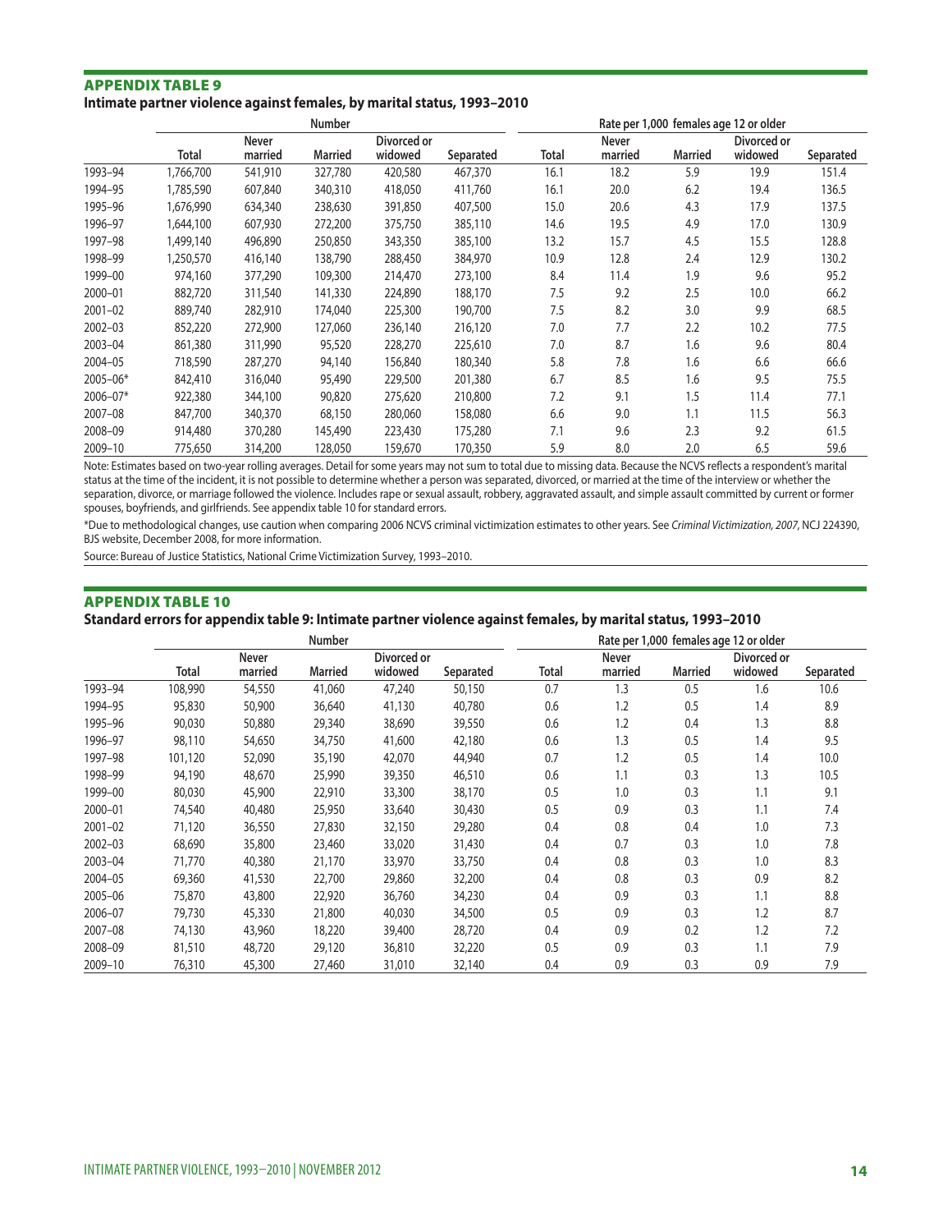## APPENDIX TABLE 9

### Intimate partner violence against females, by marital status, 1993–2010

| | Number | | | | | Rate per 1,000 females age 12 or older | | | | |
|---|---|---|---|---|---|---|---|---|---|---|
| | Total | Never married | Married | Divorced or widowed | Separated | Total | Never married | Married | Divorced or widowed | Separated |
| 1993–94 | 1,766,700 | 541,910 | 327,780 | 420,580 | 467,370 | 16.1 | 18.2 | 5.9 | 19.9 | 151.4 |
| 1994–95 | 1,785,590 | 607,840 | 340,310 | 418,050 | 411,760 | 16.1 | 20.0 | 6.2 | 19.4 | 136.5 |
| 1995–96 | 1,676,990 | 634,340 | 238,630 | 391,850 | 407,500 | 15.0 | 20.6 | 4.3 | 17.9 | 137.5 |
| 1996–97 | 1,644,100 | 607,930 | 272,200 | 375,750 | 385,110 | 14.6 | 19.5 | 4.9 | 17.0 | 130.9 |
| 1997–98 | 1,499,140 | 496,890 | 250,850 | 343,350 | 385,100 | 13.2 | 15.7 | 4.5 | 15.5 | 128.8 |
| 1998–99 | 1,250,570 | 416,140 | 138,790 | 288,450 | 384,970 | 10.9 | 12.8 | 2.4 | 12.9 | 130.2 |
| 1999–00 | 974,160 | 377,290 | 109,300 | 214,470 | 273,100 | 8.4 | 11.4 | 1.9 | 9.6 | 95.2 |
| 2000–01 | 882,720 | 311,540 | 141,330 | 224,890 | 188,170 | 7.5 | 9.2 | 2.5 | 10.0 | 66.2 |
| 2001–02 | 889,740 | 282,910 | 174,040 | 225,300 | 190,700 | 7.5 | 8.2 | 3.0 | 9.9 | 68.5 |
| 2002–03 | 852,220 | 272,900 | 127,060 | 236,140 | 216,120 | 7.0 | 7.7 | 2.2 | 10.2 | 77.5 |
| 2003–04 | 861,380 | 311,990 | 95,520 | 228,270 | 225,610 | 7.0 | 8.7 | 1.6 | 9.6 | 80.4 |
| 2004–05 | 718,590 | 287,270 | 94,140 | 156,840 | 180,340 | 5.8 | 7.8 | 1.6 | 6.6 | 66.6 |
| 2005–06* | 842,410 | 316,040 | 95,490 | 229,500 | 201,380 | 6.7 | 8.5 | 1.6 | 9.5 | 75.5 |
| 2006–07* | 922,380 | 344,100 | 90,820 | 275,620 | 210,800 | 7.2 | 9.1 | 1.5 | 11.4 | 77.1 |
| 2007–08 | 847,700 | 340,370 | 68,150 | 280,060 | 158,080 | 6.6 | 9.0 | 1.1 | 11.5 | 56.3 |
| 2008–09 | 914,480 | 370,280 | 145,490 | 223,430 | 175,280 | 7.1 | 9.6 | 2.3 | 9.2 | 61.5 |
| 2009–10 | 775,650 | 314,200 | 128,050 | 159,670 | 170,350 | 5.9 | 8.0 | 2.0 | 6.5 | 59.6 |

Note: Estimates based on two-year rolling averages. Detail for some years may not sum to total due to missing data. Because the NCVS reflects a respondent's marital status at the time of the incident, it is not possible to determine whether a person was separated, divorced, or married at the time of the interview or whether the separation, divorce, or marriage followed the violence. Includes rape or sexual assault, robbery, aggravated assault, and simple assault committed by current or former spouses, boyfriends, and girlfriends. See appendix table 10 for standard errors.

*Due to methodological changes, use caution when comparing 2006 NCVS criminal victimization estimates to other years. See *Criminal Victimization, 2007*, NCJ 224390, BJS website, December 2008, for more information.

Source: Bureau of Justice Statistics, National Crime Victimization Survey, 1993–2010.

## APPENDIX TABLE 10

### Standard errors for appendix table 9: Intimate partner violence against females, by marital status, 1993–2010

| | Number | | | | | Rate per 1,000 females age 12 or older | | | | |
|---|---|---|---|---|---|---|---|---|---|---|
| | Total | Never married | Married | Divorced or widowed | Separated | Total | Never married | Married | Divorced or widowed | Separated |
| 1993–94 | 108,990 | 54,550 | 41,060 | 47,240 | 50,150 | 0.7 | 1.3 | 0.5 | 1.6 | 10.6 |
| 1994–95 | 95,830 | 50,900 | 36,640 | 41,130 | 40,780 | 0.6 | 1.2 | 0.5 | 1.4 | 8.9 |
| 1995–96 | 90,030 | 50,880 | 29,340 | 38,690 | 39,550 | 0.6 | 1.2 | 0.4 | 1.3 | 8.8 |
| 1996–97 | 98,110 | 54,650 | 34,750 | 41,600 | 42,180 | 0.6 | 1.3 | 0.5 | 1.4 | 9.5 |
| 1997–98 | 101,120 | 52,090 | 35,190 | 42,070 | 44,940 | 0.7 | 1.2 | 0.5 | 1.4 | 10.0 |
| 1998–99 | 94,190 | 48,670 | 25,990 | 39,350 | 46,510 | 0.6 | 1.1 | 0.3 | 1.3 | 10.5 |
| 1999–00 | 80,030 | 45,900 | 22,910 | 33,300 | 38,170 | 0.5 | 1.0 | 0.3 | 1.1 | 9.1 |
| 2000–01 | 74,540 | 40,480 | 25,950 | 33,640 | 30,430 | 0.5 | 0.9 | 0.3 | 1.1 | 7.4 |
| 2001–02 | 71,120 | 36,550 | 27,830 | 32,150 | 29,280 | 0.4 | 0.8 | 0.4 | 1.0 | 7.3 |
| 2002–03 | 68,690 | 35,800 | 23,460 | 33,020 | 31,430 | 0.4 | 0.7 | 0.3 | 1.0 | 7.8 |
| 2003–04 | 71,770 | 40,380 | 21,170 | 33,970 | 33,750 | 0.4 | 0.8 | 0.3 | 1.0 | 8.3 |
| 2004–05 | 69,360 | 41,530 | 22,700 | 29,860 | 32,200 | 0.4 | 0.8 | 0.3 | 0.9 | 8.2 |
| 2005–06 | 75,870 | 43,800 | 22,920 | 36,760 | 34,230 | 0.4 | 0.9 | 0.3 | 1.1 | 8.8 |
| 2006–07 | 79,730 | 45,330 | 21,800 | 40,030 | 34,500 | 0.5 | 0.9 | 0.3 | 1.2 | 8.7 |
| 2007–08 | 74,130 | 43,960 | 18,220 | 39,400 | 28,720 | 0.4 | 0.9 | 0.2 | 1.2 | 7.2 |
| 2008–09 | 81,510 | 48,720 | 29,120 | 36,810 | 32,220 | 0.5 | 0.9 | 0.3 | 1.1 | 7.9 |
| 2009–10 | 76,310 | 45,300 | 27,460 | 31,010 | 32,140 | 0.4 | 0.9 | 0.3 | 0.9 | 7.9 |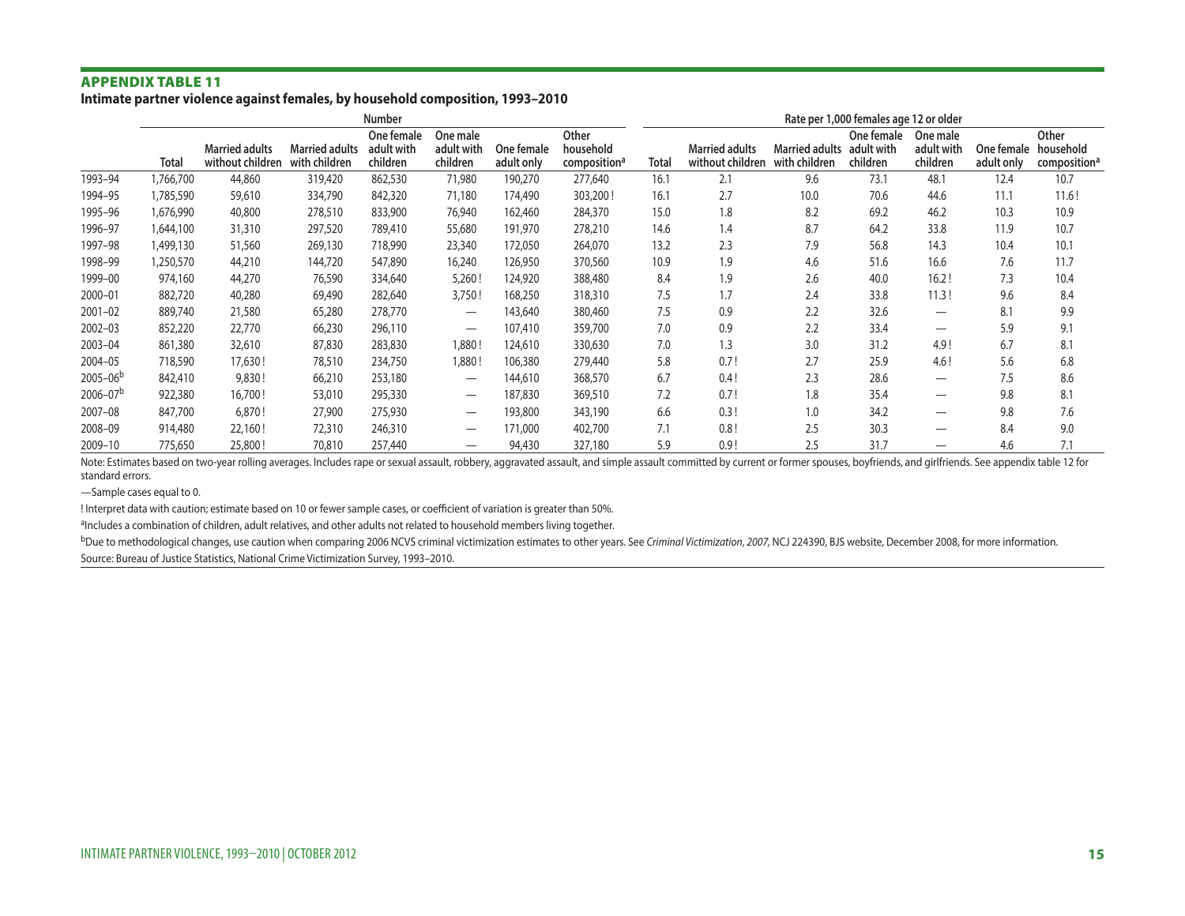**APPENDIX TABLE 11**

**Intimate partner violence against females, by household composition, 1993–2010**

| | Number | | | | | | | Rate per 1,000 females age 12 or older | | | | | | |
|---|---|---|---|---|---|---|---|---|---|---|---|---|---|---|
| | Total | Married adults without children | Married adults with children | One female adult with children | One male adult with children | One female adult only | Other household composition[a] | Total | Married adults without children | Married adults with children | One female adult with children | One male adult with children | One female adult only | Other household composition[a] |
| 1993–94 | 1,766,700 | 44,860 | 319,420 | 862,530 | 71,980 | 190,270 | 277,640 | 16.1 | 2.1 | 9.6 | 73.1 | 48.1 | 12.4 | 10.7 |
| 1994–95 | 1,785,590 | 59,610 | 334,790 | 842,320 | 71,180 | 174,490 | 303,200 ! | 16.1 | 2.7 | 10.0 | 70.6 | 44.6 | 11.1 | 11.6 ! |
| 1995–96 | 1,676,990 | 40,800 | 278,510 | 833,900 | 76,940 | 162,460 | 284,370 | 15.0 | 1.8 | 8.2 | 69.2 | 46.2 | 10.3 | 10.9 |
| 1996–97 | 1,644,100 | 31,310 | 297,520 | 789,410 | 55,680 | 191,970 | 278,210 | 14.6 | 1.4 | 8.7 | 64.2 | 33.8 | 11.9 | 10.7 |
| 1997–98 | 1,499,130 | 51,560 | 269,130 | 718,990 | 23,340 | 172,050 | 264,070 | 13.2 | 2.3 | 7.9 | 56.8 | 14.3 | 10.4 | 10.1 |
| 1998–99 | 1,250,570 | 44,210 | 144,720 | 547,890 | 16,240 | 126,950 | 370,560 | 10.9 | 1.9 | 4.6 | 51.6 | 16.6 | 7.6 | 11.7 |
| 1999–00 | 974,160 | 44,270 | 76,590 | 334,640 | 5,260 ! | 124,920 | 388,480 | 8.4 | 1.9 | 2.6 | 40.0 | 16.2 ! | 7.3 | 10.4 |
| 2000–01 | 882,720 | 40,280 | 69,490 | 282,640 | 3,750 ! | 168,250 | 318,310 | 7.5 | 1.7 | 2.4 | 33.8 | 11.3 ! | 9.6 | 8.4 |
| 2001–02 | 889,740 | 21,580 | 65,280 | 278,770 | — | 143,640 | 380,460 | 7.5 | 0.9 | 2.2 | 32.6 | — | 8.1 | 9.9 |
| 2002–03 | 852,220 | 22,770 | 66,230 | 296,110 | — | 107,410 | 359,700 | 7.0 | 0.9 | 2.2 | 33.4 | — | 5.9 | 9.1 |
| 2003–04 | 861,380 | 32,610 | 87,830 | 283,830 | 1,880 ! | 124,610 | 330,630 | 7.0 | 1.3 | 3.0 | 31.2 | 4.9 ! | 6.7 | 8.1 |
| 2004–05 | 718,590 | 17,630 ! | 78,510 | 234,750 | 1,880 ! | 106,380 | 279,440 | 5.8 | 0.7 ! | 2.7 | 25.9 | 4.6 ! | 5.6 | 6.8 |
| 2005–06[b] | 842,410 | 9,830 ! | 66,210 | 253,180 | — | 144,610 | 368,570 | 6.7 | 0.4 ! | 2.3 | 28.6 | — | 7.5 | 8.6 |
| 2006–07[b] | 922,380 | 16,700 ! | 53,010 | 295,330 | — | 187,830 | 369,510 | 7.2 | 0.7 ! | 1.8 | 35.4 | — | 9.8 | 8.1 |
| 2007–08 | 847,700 | 6,870 ! | 27,900 | 275,930 | — | 193,800 | 343,190 | 6.6 | 0.3 ! | 1.0 | 34.2 | — | 9.8 | 7.6 |
| 2008–09 | 914,480 | 22,160 ! | 72,310 | 246,310 | — | 171,000 | 402,700 | 7.1 | 0.8 ! | 2.5 | 30.3 | — | 8.4 | 9.0 |
| 2009–10 | 775,650 | 25,800 ! | 70,810 | 257,440 | — | 94,430 | 327,180 | 5.9 | 0.9 ! | 2.5 | 31.7 | — | 4.6 | 7.1 |

Note: Estimates based on two-year rolling averages. Includes rape or sexual assault, robbery, aggravated assault, and simple assault committed by current or former spouses, boyfriends, and girlfriends. See appendix table 12 for standard errors.

—Sample cases equal to 0.

! Interpret data with caution; estimate based on 10 or fewer sample cases, or coefficient of variation is greater than 50%.

[a]Includes a combination of children, adult relatives, and other adults not related to household members living together.

[b]Due to methodological changes, use caution when comparing 2006 NCVS criminal victimization estimates to other years. See *Criminal Victimization, 2007*, NCJ 224390, BJS website, December 2008, for more information.

Source: Bureau of Justice Statistics, National Crime Victimization Survey, 1993–2010.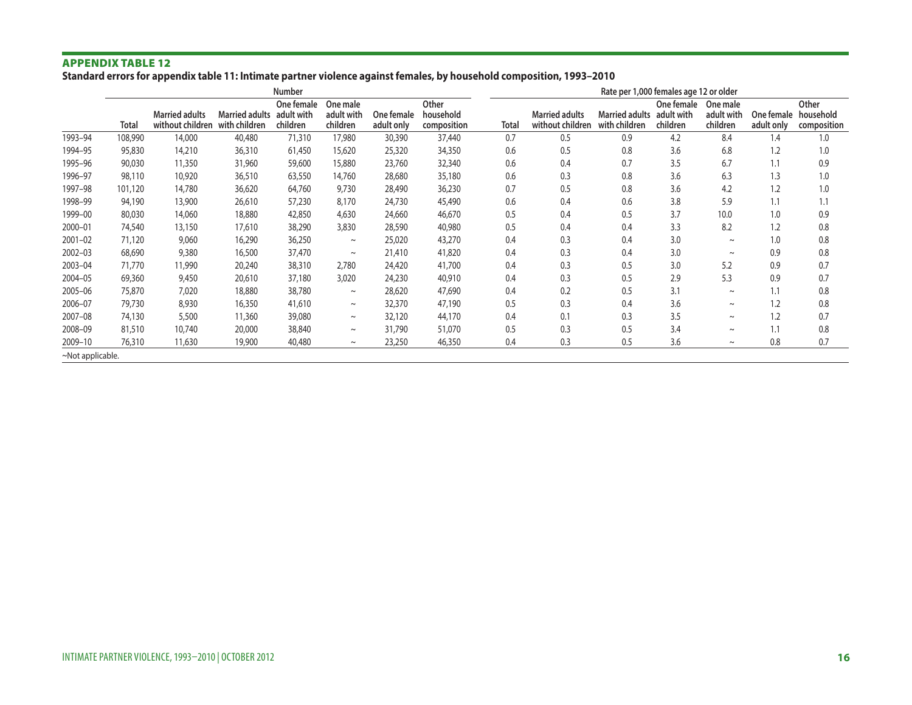**APPENDIX TABLE 12**

**Standard errors for appendix table 11: Intimate partner violence against females, by household composition, 1993–2010**

| | Number | | | | | | | Rate per 1,000 females age 12 or older | | | | | | |
|---|---|---|---|---|---|---|---|---|---|---|---|---|---|---|
| | Total | Married adults without children | Married adults with children | One female adult with children | One male adult with children | One female adult only | Other household composition | Total | Married adults without children | Married adults with children | One female adult with children | One male adult with children | One female adult only | Other household composition |
| 1993–94 | 108,990 | 14,000 | 40,480 | 71,310 | 17,980 | 30,390 | 37,440 | 0.7 | 0.5 | 0.9 | 4.2 | 8.4 | 1.4 | 1.0 |
| 1994–95 | 95,830 | 14,210 | 36,310 | 61,450 | 15,620 | 25,320 | 34,350 | 0.6 | 0.5 | 0.8 | 3.6 | 6.8 | 1.2 | 1.0 |
| 1995–96 | 90,030 | 11,350 | 31,960 | 59,600 | 15,880 | 23,760 | 32,340 | 0.6 | 0.4 | 0.7 | 3.5 | 6.7 | 1.1 | 0.9 |
| 1996–97 | 98,110 | 10,920 | 36,510 | 63,550 | 14,760 | 28,680 | 35,180 | 0.6 | 0.3 | 0.8 | 3.6 | 6.3 | 1.3 | 1.0 |
| 1997–98 | 101,120 | 14,780 | 36,620 | 64,760 | 9,730 | 28,490 | 36,230 | 0.7 | 0.5 | 0.8 | 3.6 | 4.2 | 1.2 | 1.0 |
| 1998–99 | 94,190 | 13,900 | 26,610 | 57,230 | 8,170 | 24,730 | 45,490 | 0.6 | 0.4 | 0.6 | 3.8 | 5.9 | 1.1 | 1.1 |
| 1999–00 | 80,030 | 14,060 | 18,880 | 42,850 | 4,630 | 24,660 | 46,670 | 0.5 | 0.4 | 0.5 | 3.7 | 10.0 | 1.0 | 0.9 |
| 2000–01 | 74,540 | 13,150 | 17,610 | 38,290 | 3,830 | 28,590 | 40,980 | 0.5 | 0.4 | 0.4 | 3.3 | 8.2 | 1.2 | 0.8 |
| 2001–02 | 71,120 | 9,060 | 16,290 | 36,250 | ~ | 25,020 | 43,270 | 0.4 | 0.3 | 0.4 | 3.0 | ~ | 1.0 | 0.8 |
| 2002–03 | 68,690 | 9,380 | 16,500 | 37,470 | ~ | 21,410 | 41,820 | 0.4 | 0.3 | 0.4 | 3.0 | ~ | 0.9 | 0.8 |
| 2003–04 | 71,770 | 11,990 | 20,240 | 38,310 | 2,780 | 24,420 | 41,700 | 0.4 | 0.3 | 0.5 | 3.0 | 5.2 | 0.9 | 0.7 |
| 2004–05 | 69,360 | 9,450 | 20,610 | 37,180 | 3,020 | 24,230 | 40,910 | 0.4 | 0.3 | 0.5 | 2.9 | 5.3 | 0.9 | 0.7 |
| 2005–06 | 75,870 | 7,020 | 18,880 | 38,780 | ~ | 28,620 | 47,690 | 0.4 | 0.2 | 0.5 | 3.1 | ~ | 1.1 | 0.8 |
| 2006–07 | 79,730 | 8,930 | 16,350 | 41,610 | ~ | 32,370 | 47,190 | 0.5 | 0.3 | 0.4 | 3.6 | ~ | 1.2 | 0.8 |
| 2007–08 | 74,130 | 5,500 | 11,360 | 39,080 | ~ | 32,120 | 44,170 | 0.4 | 0.1 | 0.3 | 3.5 | ~ | 1.2 | 0.7 |
| 2008–09 | 81,510 | 10,740 | 20,000 | 38,840 | ~ | 31,790 | 51,070 | 0.5 | 0.3 | 0.5 | 3.4 | ~ | 1.1 | 0.8 |
| 2009–10 | 76,310 | 11,630 | 19,900 | 40,480 | ~ | 23,250 | 46,350 | 0.4 | 0.3 | 0.5 | 3.6 | ~ | 0.8 | 0.7 |

~Not applicable.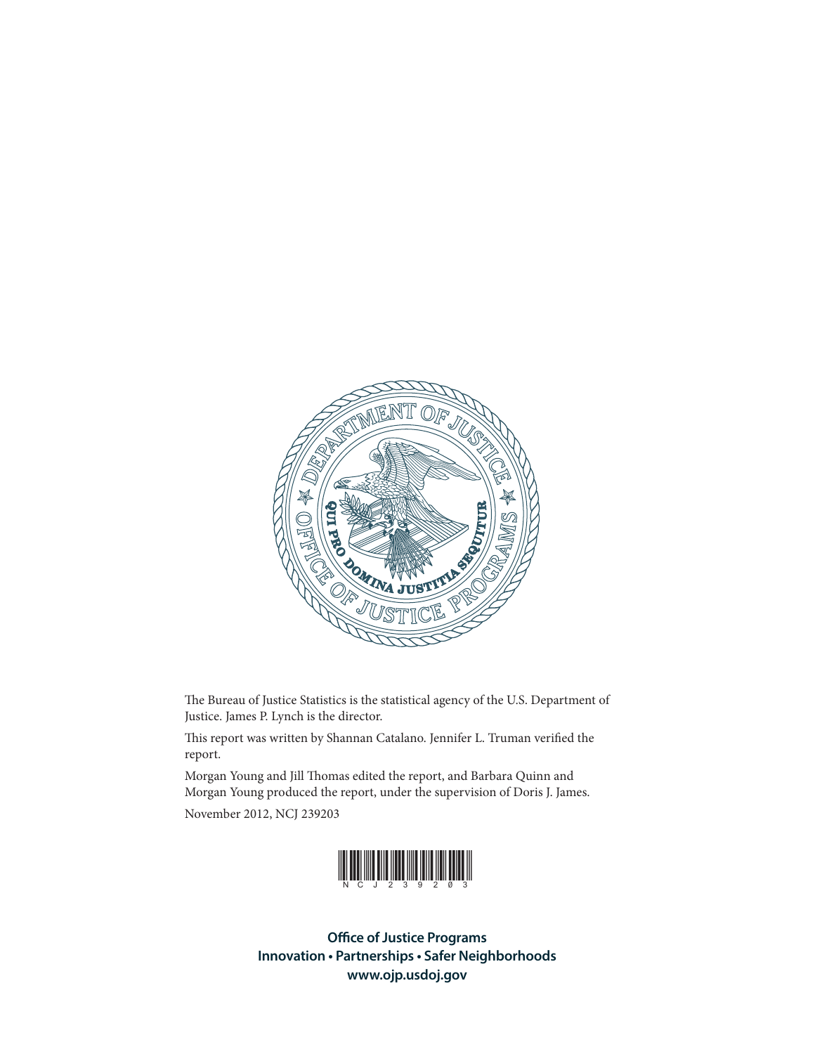The Bureau of Justice Statistics is the statistical agency of the U.S. Department of Justice. James P. Lynch is the director.

This report was written by Shannan Catalano. Jennifer L. Truman verified the report.

Morgan Young and Jill Thomas edited the report, and Barbara Quinn and Morgan Young produced the report, under the supervision of Doris J. James.

November 2012, NCJ 239203

NCJ 239203

**Office of Justice Programs**
**Innovation • Partnerships • Safer Neighborhoods**
**www.ojp.usdoj.gov**